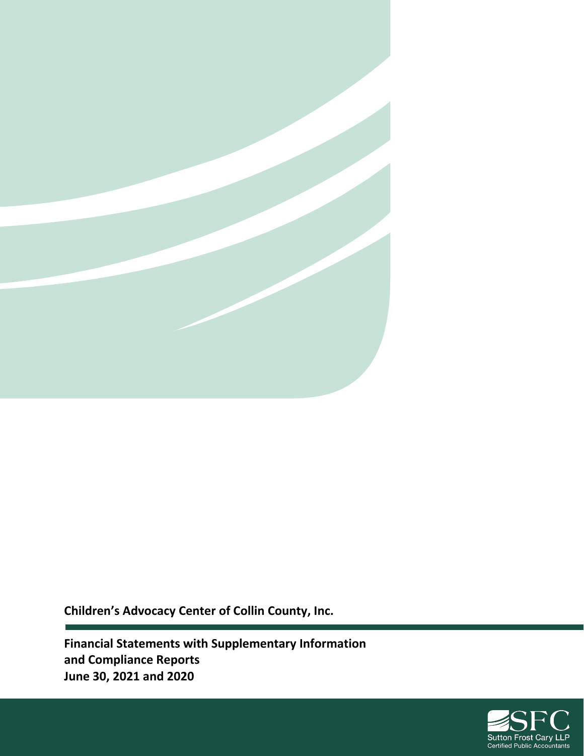**Children's Advocacy Center of Collin County, Inc.**

**Financial Statements with Supplementary Information and Compliance Reports**
**June 30, 2021 and 2020**

SFC
Sutton Frost Cary LLP
Certified Public Accountants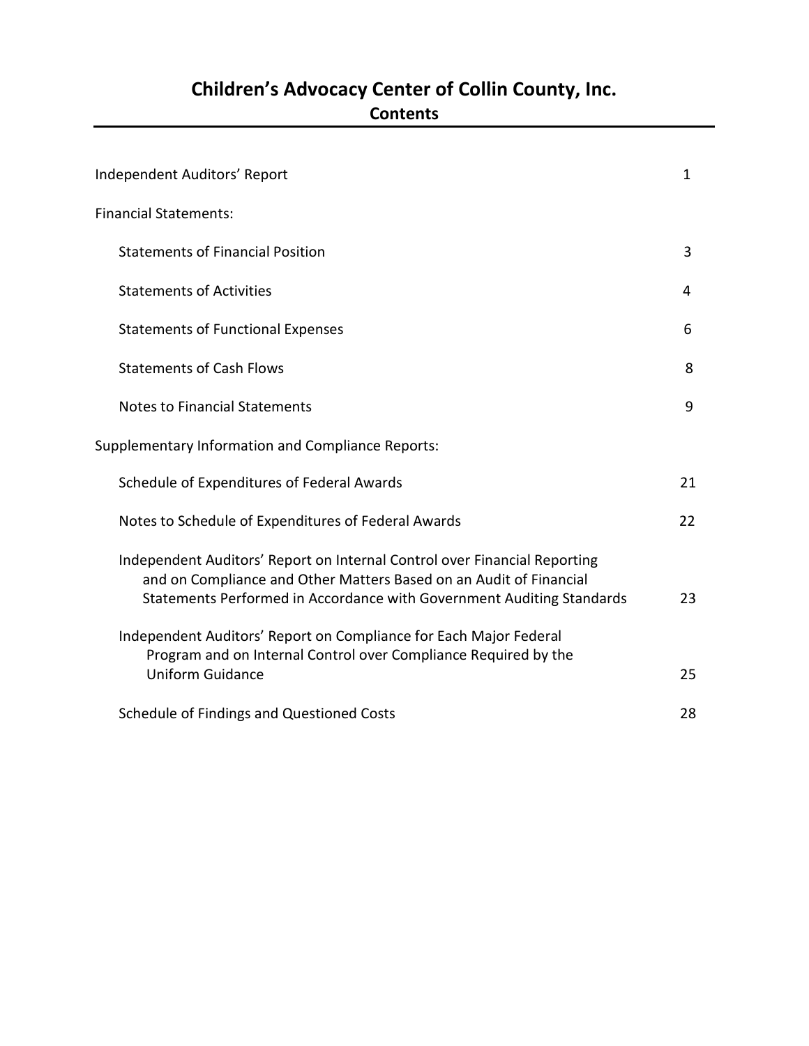# Children's Advocacy Center of Collin County, Inc.

## Contents

| | |
|---|---|
| Independent Auditors' Report | 1 |
| Financial Statements: | |
| Statements of Financial Position | 3 |
| Statements of Activities | 4 |
| Statements of Functional Expenses | 6 |
| Statements of Cash Flows | 8 |
| Notes to Financial Statements | 9 |
| Supplementary Information and Compliance Reports: | |
| Schedule of Expenditures of Federal Awards | 21 |
| Notes to Schedule of Expenditures of Federal Awards | 22 |
| Independent Auditors' Report on Internal Control over Financial Reporting and on Compliance and Other Matters Based on an Audit of Financial Statements Performed in Accordance with Government Auditing Standards | 23 |
| Independent Auditors' Report on Compliance for Each Major Federal Program and on Internal Control over Compliance Required by the Uniform Guidance | 25 |
| Schedule of Findings and Questioned Costs | 28 |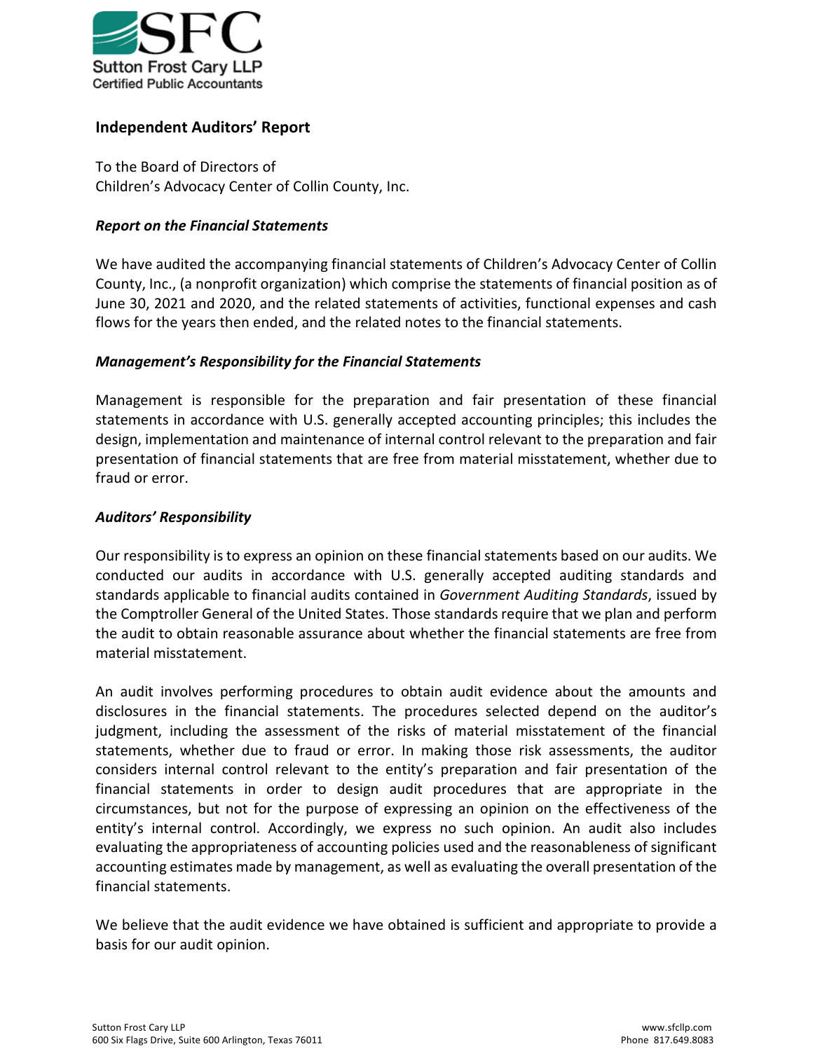SFC
Sutton Frost Cary LLP
Certified Public Accountants

## Independent Auditors' Report

To the Board of Directors of
Children's Advocacy Center of Collin County, Inc.

### *Report on the Financial Statements*

We have audited the accompanying financial statements of Children's Advocacy Center of Collin County, Inc., (a nonprofit organization) which comprise the statements of financial position as of June 30, 2021 and 2020, and the related statements of activities, functional expenses and cash flows for the years then ended, and the related notes to the financial statements.

### *Management's Responsibility for the Financial Statements*

Management is responsible for the preparation and fair presentation of these financial statements in accordance with U.S. generally accepted accounting principles; this includes the design, implementation and maintenance of internal control relevant to the preparation and fair presentation of financial statements that are free from material misstatement, whether due to fraud or error.

### *Auditors' Responsibility*

Our responsibility is to express an opinion on these financial statements based on our audits. We conducted our audits in accordance with U.S. generally accepted auditing standards and standards applicable to financial audits contained in *Government Auditing Standards*, issued by the Comptroller General of the United States. Those standards require that we plan and perform the audit to obtain reasonable assurance about whether the financial statements are free from material misstatement.

An audit involves performing procedures to obtain audit evidence about the amounts and disclosures in the financial statements. The procedures selected depend on the auditor's judgment, including the assessment of the risks of material misstatement of the financial statements, whether due to fraud or error. In making those risk assessments, the auditor considers internal control relevant to the entity's preparation and fair presentation of the financial statements in order to design audit procedures that are appropriate in the circumstances, but not for the purpose of expressing an opinion on the effectiveness of the entity's internal control. Accordingly, we express no such opinion. An audit also includes evaluating the appropriateness of accounting policies used and the reasonableness of significant accounting estimates made by management, as well as evaluating the overall presentation of the financial statements.

We believe that the audit evidence we have obtained is sufficient and appropriate to provide a basis for our audit opinion.

Sutton Frost Cary LLP
600 Six Flags Drive, Suite 600 Arlington, Texas 76011

www.sfcllp.com
Phone 817.649.8083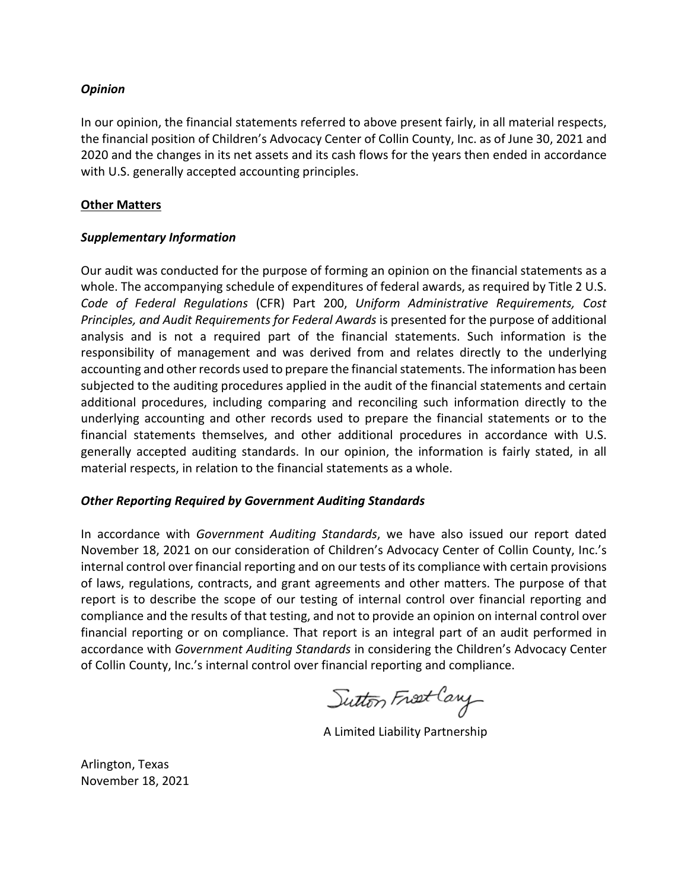***Opinion***

In our opinion, the financial statements referred to above present fairly, in all material respects, the financial position of Children's Advocacy Center of Collin County, Inc. as of June 30, 2021 and 2020 and the changes in its net assets and its cash flows for the years then ended in accordance with U.S. generally accepted accounting principles.

**Other Matters**

***Supplementary Information***

Our audit was conducted for the purpose of forming an opinion on the financial statements as a whole. The accompanying schedule of expenditures of federal awards, as required by Title 2 U.S. *Code of Federal Regulations* (CFR) Part 200, *Uniform Administrative Requirements, Cost Principles, and Audit Requirements for Federal Awards* is presented for the purpose of additional analysis and is not a required part of the financial statements. Such information is the responsibility of management and was derived from and relates directly to the underlying accounting and other records used to prepare the financial statements. The information has been subjected to the auditing procedures applied in the audit of the financial statements and certain additional procedures, including comparing and reconciling such information directly to the underlying accounting and other records used to prepare the financial statements or to the financial statements themselves, and other additional procedures in accordance with U.S. generally accepted auditing standards. In our opinion, the information is fairly stated, in all material respects, in relation to the financial statements as a whole.

***Other Reporting Required by Government Auditing Standards***

In accordance with *Government Auditing Standards*, we have also issued our report dated November 18, 2021 on our consideration of Children's Advocacy Center of Collin County, Inc.'s internal control over financial reporting and on our tests of its compliance with certain provisions of laws, regulations, contracts, and grant agreements and other matters. The purpose of that report is to describe the scope of our testing of internal control over financial reporting and compliance and the results of that testing, and not to provide an opinion on internal control over financial reporting or on compliance. That report is an integral part of an audit performed in accordance with *Government Auditing Standards* in considering the Children's Advocacy Center of Collin County, Inc.'s internal control over financial reporting and compliance.

Sutton Frost Cary

A Limited Liability Partnership

Arlington, Texas
November 18, 2021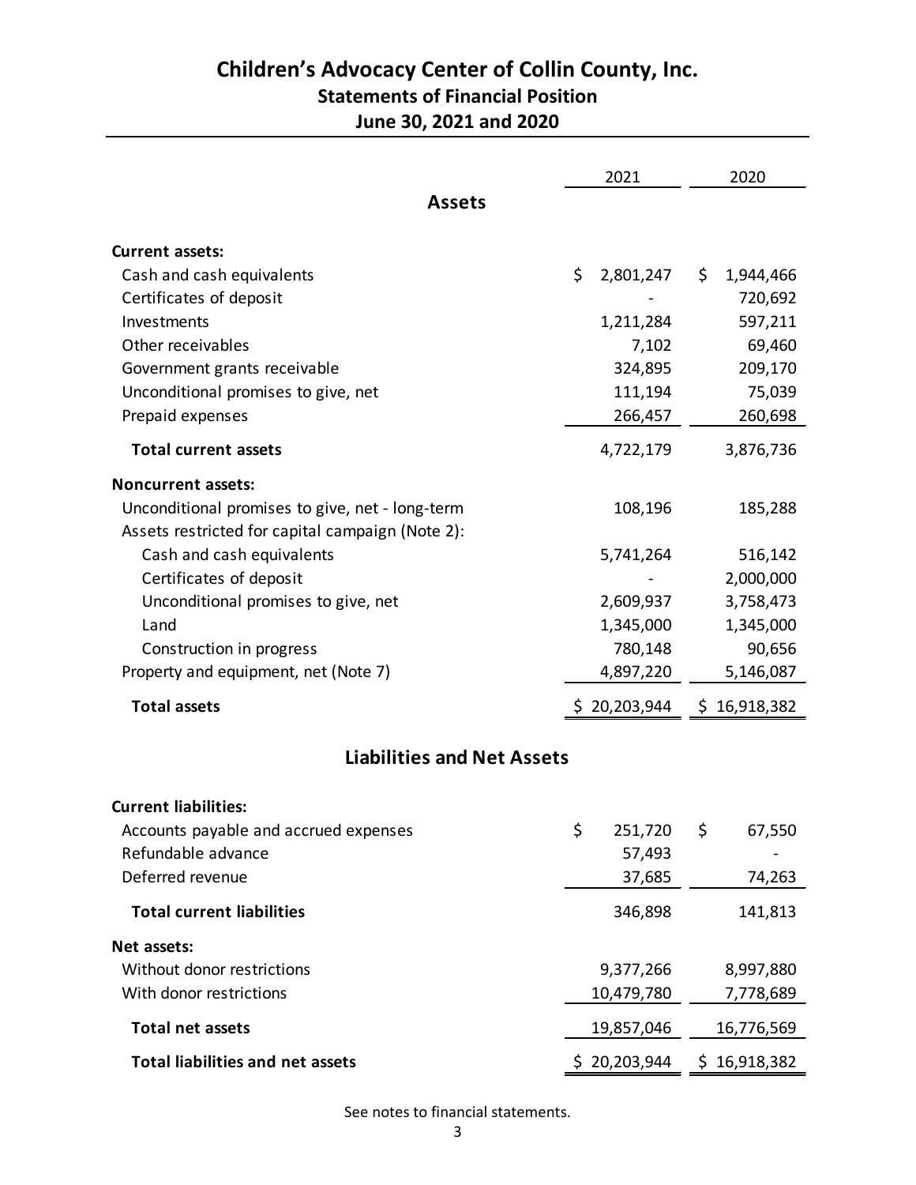# Children's Advocacy Center of Collin County, Inc.

## Statements of Financial Position

### June 30, 2021 and 2020

| | 2021 | 2020 |
|---|---|---|
| **Assets** | | |
| **Current assets:** | | |
| Cash and cash equivalents | $ 2,801,247 | $ 1,944,466 |
| Certificates of deposit | - | 720,692 |
| Investments | 1,211,284 | 597,211 |
| Other receivables | 7,102 | 69,460 |
| Government grants receivable | 324,895 | 209,170 |
| Unconditional promises to give, net | 111,194 | 75,039 |
| Prepaid expenses | 266,457 | 260,698 |
| **Total current assets** | 4,722,179 | 3,876,736 |
| **Noncurrent assets:** | | |
| Unconditional promises to give, net - long-term | 108,196 | 185,288 |
| Assets restricted for capital campaign (Note 2): | | |
| Cash and cash equivalents | 5,741,264 | 516,142 |
| Certificates of deposit | - | 2,000,000 |
| Unconditional promises to give, net | 2,609,937 | 3,758,473 |
| Land | 1,345,000 | 1,345,000 |
| Construction in progress | 780,148 | 90,656 |
| Property and equipment, net (Note 7) | 4,897,220 | 5,146,087 |
| **Total assets** | $ 20,203,944 | $ 16,918,382 |
| **Liabilities and Net Assets** | | |
| **Current liabilities:** | | |
| Accounts payable and accrued expenses | $ 251,720 | $ 67,550 |
| Refundable advance | 57,493 | - |
| Deferred revenue | 37,685 | 74,263 |
| **Total current liabilities** | 346,898 | 141,813 |
| **Net assets:** | | |
| Without donor restrictions | 9,377,266 | 8,997,880 |
| With donor restrictions | 10,479,780 | 7,778,689 |
| **Total net assets** | 19,857,046 | 16,776,569 |
| **Total liabilities and net assets** | $ 20,203,944 | $ 16,918,382 |

See notes to financial statements.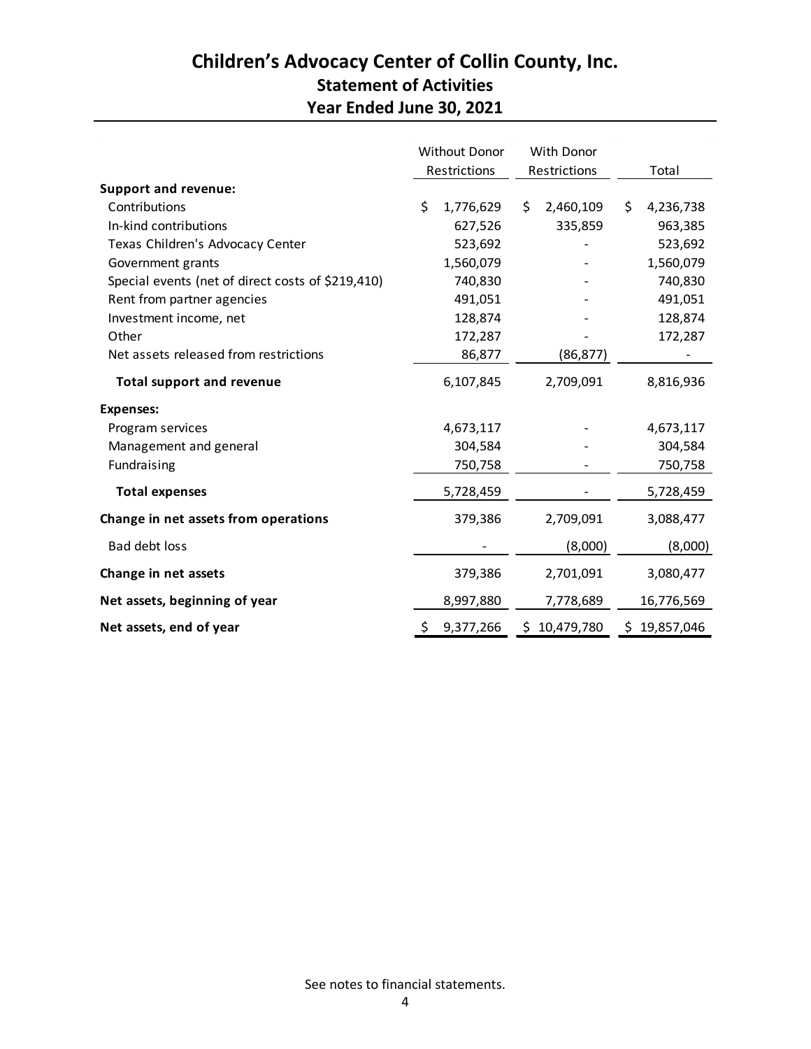# Children's Advocacy Center of Collin County, Inc.

## Statement of Activities

### Year Ended June 30, 2021

| | Without Donor Restrictions | With Donor Restrictions | Total |
|---|---|---|---|
| **Support and revenue:** | | | |
| Contributions | $ 1,776,629 | $ 2,460,109 | $ 4,236,738 |
| In-kind contributions | 627,526 | 335,859 | 963,385 |
| Texas Children's Advocacy Center | 523,692 | - | 523,692 |
| Government grants | 1,560,079 | - | 1,560,079 |
| Special events (net of direct costs of $219,410) | 740,830 | - | 740,830 |
| Rent from partner agencies | 491,051 | - | 491,051 |
| Investment income, net | 128,874 | - | 128,874 |
| Other | 172,287 | - | 172,287 |
| Net assets released from restrictions | 86,877 | (86,877) | - |
| **Total support and revenue** | 6,107,845 | 2,709,091 | 8,816,936 |
| **Expenses:** | | | |
| Program services | 4,673,117 | - | 4,673,117 |
| Management and general | 304,584 | - | 304,584 |
| Fundraising | 750,758 | - | 750,758 |
| **Total expenses** | 5,728,459 | - | 5,728,459 |
| **Change in net assets from operations** | 379,386 | 2,709,091 | 3,088,477 |
| Bad debt loss | - | (8,000) | (8,000) |
| **Change in net assets** | 379,386 | 2,701,091 | 3,080,477 |
| **Net assets, beginning of year** | 8,997,880 | 7,778,689 | 16,776,569 |
| **Net assets, end of year** | $ 9,377,266 | $ 10,479,780 | $ 19,857,046 |

See notes to financial statements.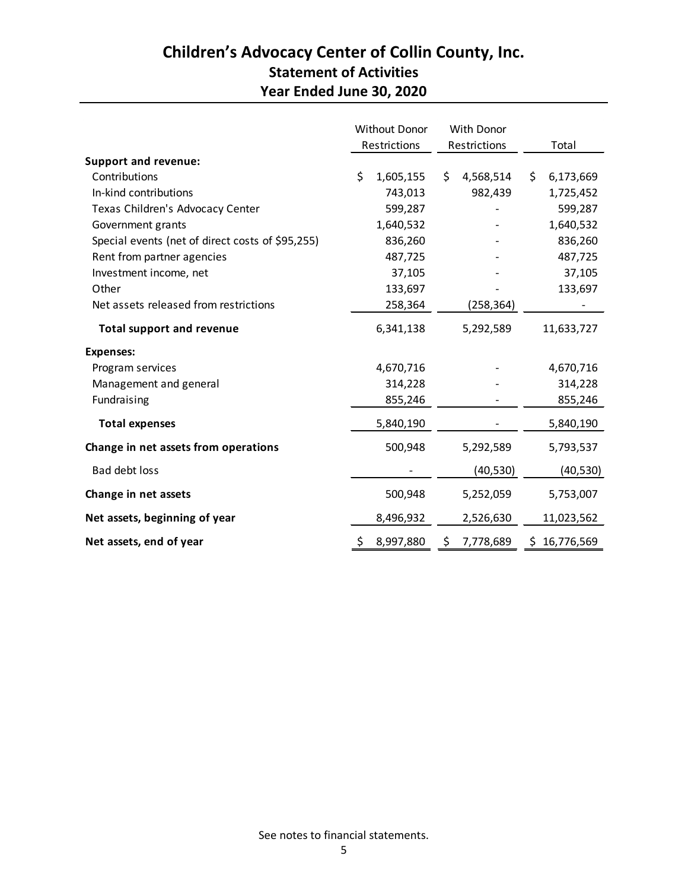# Children's Advocacy Center of Collin County, Inc.

## Statement of Activities

## Year Ended June 30, 2020

| | Without Donor Restrictions | With Donor Restrictions | Total |
|---|---|---|---|
| **Support and revenue:** | | | |
| Contributions | $ 1,605,155 | $ 4,568,514 | $ 6,173,669 |
| In-kind contributions | 743,013 | 982,439 | 1,725,452 |
| Texas Children's Advocacy Center | 599,287 | - | 599,287 |
| Government grants | 1,640,532 | - | 1,640,532 |
| Special events (net of direct costs of $95,255) | 836,260 | - | 836,260 |
| Rent from partner agencies | 487,725 | - | 487,725 |
| Investment income, net | 37,105 | - | 37,105 |
| Other | 133,697 | - | 133,697 |
| Net assets released from restrictions | 258,364 | (258,364) | - |
| **Total support and revenue** | 6,341,138 | 5,292,589 | 11,633,727 |
| **Expenses:** | | | |
| Program services | 4,670,716 | - | 4,670,716 |
| Management and general | 314,228 | - | 314,228 |
| Fundraising | 855,246 | - | 855,246 |
| **Total expenses** | 5,840,190 | - | 5,840,190 |
| **Change in net assets from operations** | 500,948 | 5,292,589 | 5,793,537 |
| Bad debt loss | - | (40,530) | (40,530) |
| **Change in net assets** | 500,948 | 5,252,059 | 5,753,007 |
| **Net assets, beginning of year** | 8,496,932 | 2,526,630 | 11,023,562 |
| **Net assets, end of year** | $ 8,997,880 | $ 7,778,689 | $ 16,776,569 |

See notes to financial statements.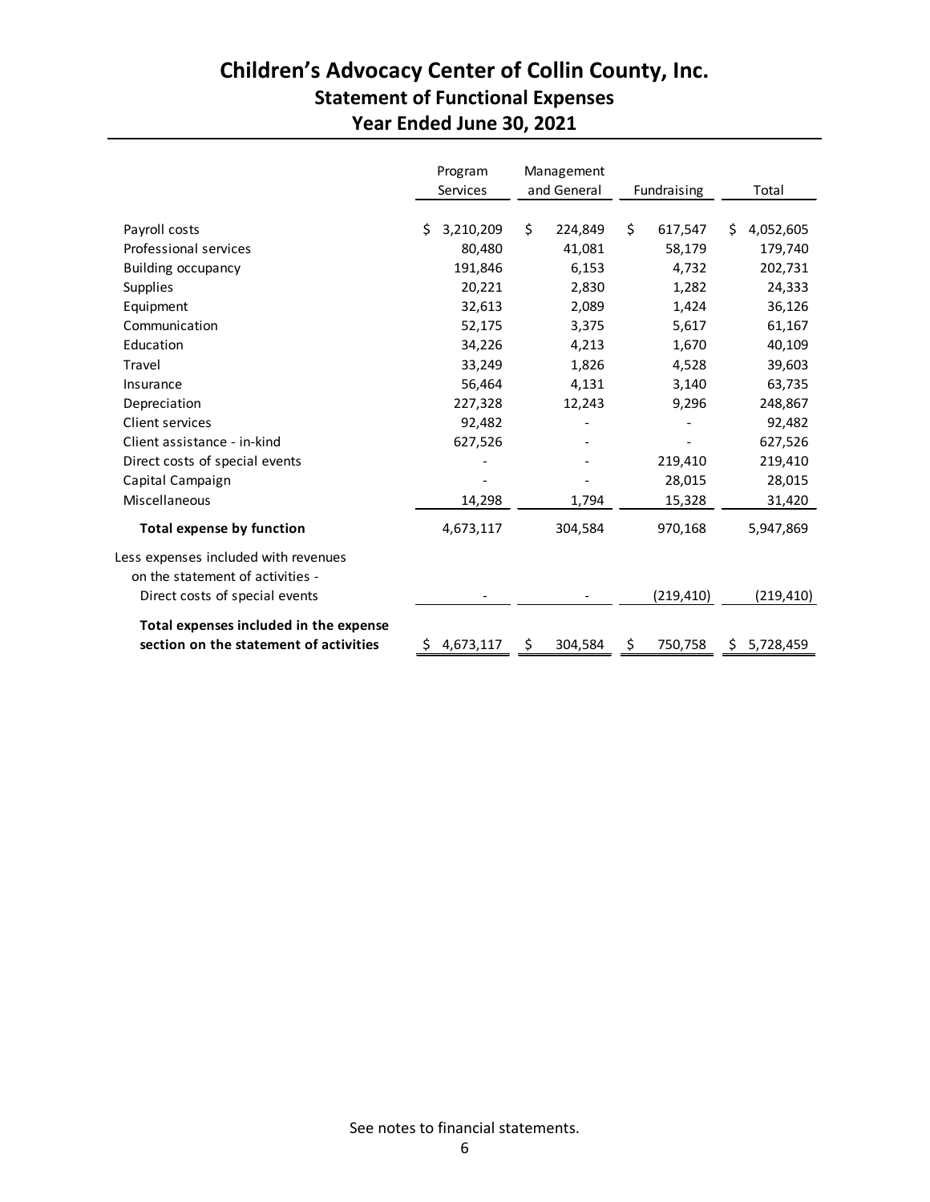# Children's Advocacy Center of Collin County, Inc.

## Statement of Functional Expenses

## Year Ended June 30, 2021

| | Program Services | Management and General | Fundraising | Total |
|---|---|---|---|---|
| Payroll costs | $ 3,210,209 | $ 224,849 | $ 617,547 | $ 4,052,605 |
| Professional services | 80,480 | 41,081 | 58,179 | 179,740 |
| Building occupancy | 191,846 | 6,153 | 4,732 | 202,731 |
| Supplies | 20,221 | 2,830 | 1,282 | 24,333 |
| Equipment | 32,613 | 2,089 | 1,424 | 36,126 |
| Communication | 52,175 | 3,375 | 5,617 | 61,167 |
| Education | 34,226 | 4,213 | 1,670 | 40,109 |
| Travel | 33,249 | 1,826 | 4,528 | 39,603 |
| Insurance | 56,464 | 4,131 | 3,140 | 63,735 |
| Depreciation | 227,328 | 12,243 | 9,296 | 248,867 |
| Client services | 92,482 | - | - | 92,482 |
| Client assistance - in-kind | 627,526 | - | - | 627,526 |
| Direct costs of special events | - | - | 219,410 | 219,410 |
| Capital Campaign | - | - | 28,015 | 28,015 |
| Miscellaneous | 14,298 | 1,794 | 15,328 | 31,420 |
| **Total expense by function** | 4,673,117 | 304,584 | 970,168 | 5,947,869 |
| Less expenses included with revenues on the statement of activities - Direct costs of special events | - | - | (219,410) | (219,410) |
| **Total expenses included in the expense section on the statement of activities** | $ 4,673,117 | $ 304,584 | $ 750,758 | $ 5,728,459 |

See notes to financial statements.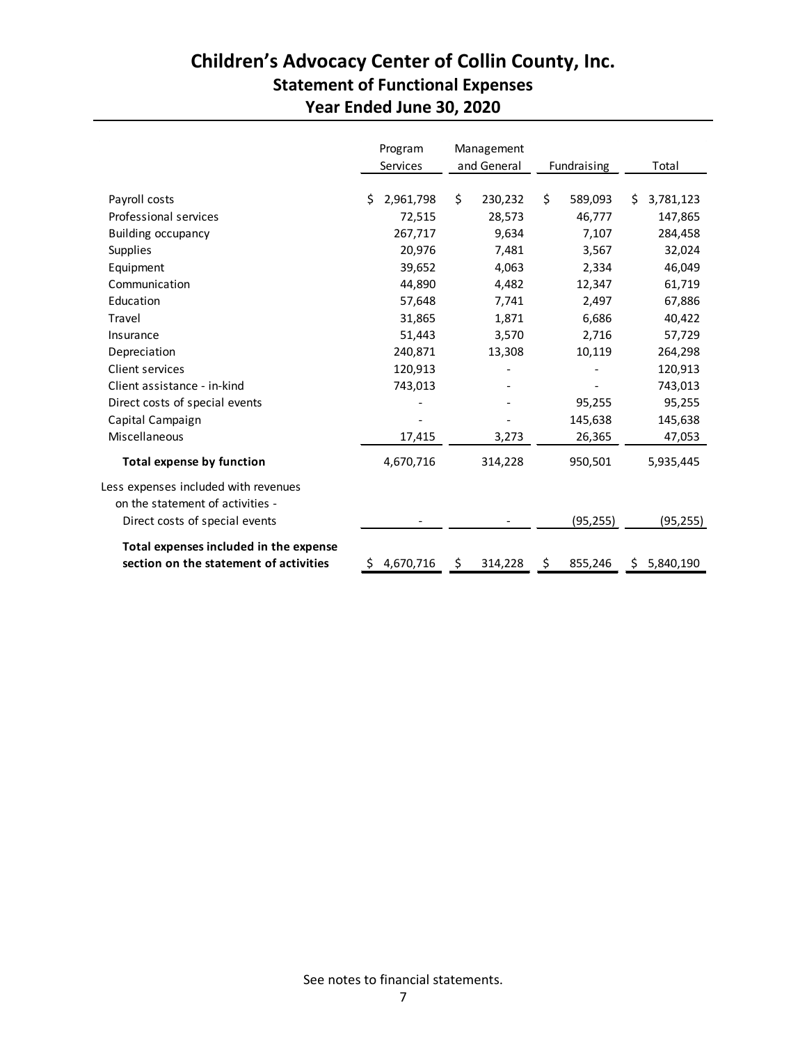# Children's Advocacy Center of Collin County, Inc.

## Statement of Functional Expenses

## Year Ended June 30, 2020

| | Program Services | Management and General | Fundraising | Total |
|---|---|---|---|---|
| Payroll costs | $ 2,961,798 | $ 230,232 | $ 589,093 | $ 3,781,123 |
| Professional services | 72,515 | 28,573 | 46,777 | 147,865 |
| Building occupancy | 267,717 | 9,634 | 7,107 | 284,458 |
| Supplies | 20,976 | 7,481 | 3,567 | 32,024 |
| Equipment | 39,652 | 4,063 | 2,334 | 46,049 |
| Communication | 44,890 | 4,482 | 12,347 | 61,719 |
| Education | 57,648 | 7,741 | 2,497 | 67,886 |
| Travel | 31,865 | 1,871 | 6,686 | 40,422 |
| Insurance | 51,443 | 3,570 | 2,716 | 57,729 |
| Depreciation | 240,871 | 13,308 | 10,119 | 264,298 |
| Client services | 120,913 | - | - | 120,913 |
| Client assistance - in-kind | 743,013 | - | - | 743,013 |
| Direct costs of special events | - | - | 95,255 | 95,255 |
| Capital Campaign | - | - | 145,638 | 145,638 |
| Miscellaneous | 17,415 | 3,273 | 26,365 | 47,053 |
| **Total expense by function** | 4,670,716 | 314,228 | 950,501 | 5,935,445 |
| Less expenses included with revenues on the statement of activities - | | | | |
| Direct costs of special events | - | - | (95,255) | (95,255) |
| **Total expenses included in the expense section on the statement of activities** | $ 4,670,716 | $ 314,228 | $ 855,246 | $ 5,840,190 |

See notes to financial statements.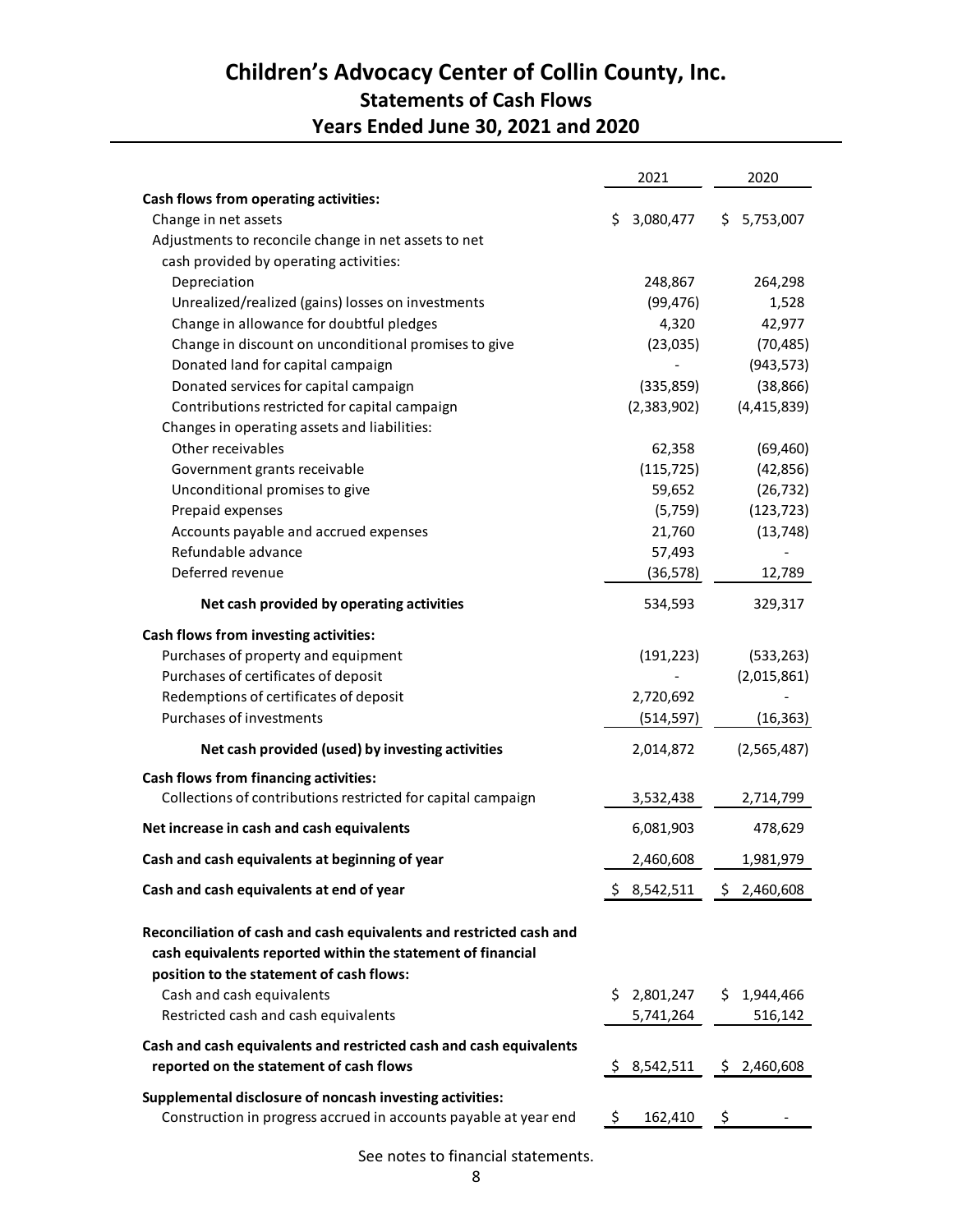# Children's Advocacy Center of Collin County, Inc.

## Statements of Cash Flows

## Years Ended June 30, 2021 and 2020

| | 2021 | 2020 |
|---|---|---|
| **Cash flows from operating activities:** | | |
| Change in net assets | $ 3,080,477 | $ 5,753,007 |
| Adjustments to reconcile change in net assets to net cash provided by operating activities: | | |
| Depreciation | 248,867 | 264,298 |
| Unrealized/realized (gains) losses on investments | (99,476) | 1,528 |
| Change in allowance for doubtful pledges | 4,320 | 42,977 |
| Change in discount on unconditional promises to give | (23,035) | (70,485) |
| Donated land for capital campaign | - | (943,573) |
| Donated services for capital campaign | (335,859) | (38,866) |
| Contributions restricted for capital campaign | (2,383,902) | (4,415,839) |
| Changes in operating assets and liabilities: | | |
| Other receivables | 62,358 | (69,460) |
| Government grants receivable | (115,725) | (42,856) |
| Unconditional promises to give | 59,652 | (26,732) |
| Prepaid expenses | (5,759) | (123,723) |
| Accounts payable and accrued expenses | 21,760 | (13,748) |
| Refundable advance | 57,493 | - |
| Deferred revenue | (36,578) | 12,789 |
| **Net cash provided by operating activities** | 534,593 | 329,317 |
| **Cash flows from investing activities:** | | |
| Purchases of property and equipment | (191,223) | (533,263) |
| Purchases of certificates of deposit | - | (2,015,861) |
| Redemptions of certificates of deposit | 2,720,692 | - |
| Purchases of investments | (514,597) | (16,363) |
| **Net cash provided (used) by investing activities** | 2,014,872 | (2,565,487) |
| **Cash flows from financing activities:** | | |
| Collections of contributions restricted for capital campaign | 3,532,438 | 2,714,799 |
| **Net increase in cash and cash equivalents** | 6,081,903 | 478,629 |
| **Cash and cash equivalents at beginning of year** | 2,460,608 | 1,981,979 |
| **Cash and cash equivalents at end of year** | $ 8,542,511 | $ 2,460,608 |
| **Reconciliation of cash and cash equivalents and restricted cash and cash equivalents reported within the statement of financial position to the statement of cash flows:** | | |
| Cash and cash equivalents | $ 2,801,247 | $ 1,944,466 |
| Restricted cash and cash equivalents | 5,741,264 | 516,142 |
| **Cash and cash equivalents and restricted cash and cash equivalents reported on the statement of cash flows** | $ 8,542,511 | $ 2,460,608 |
| **Supplemental disclosure of noncash investing activities:** | | |
| Construction in progress accrued in accounts payable at year end | $ 162,410 | $ - |

See notes to financial statements.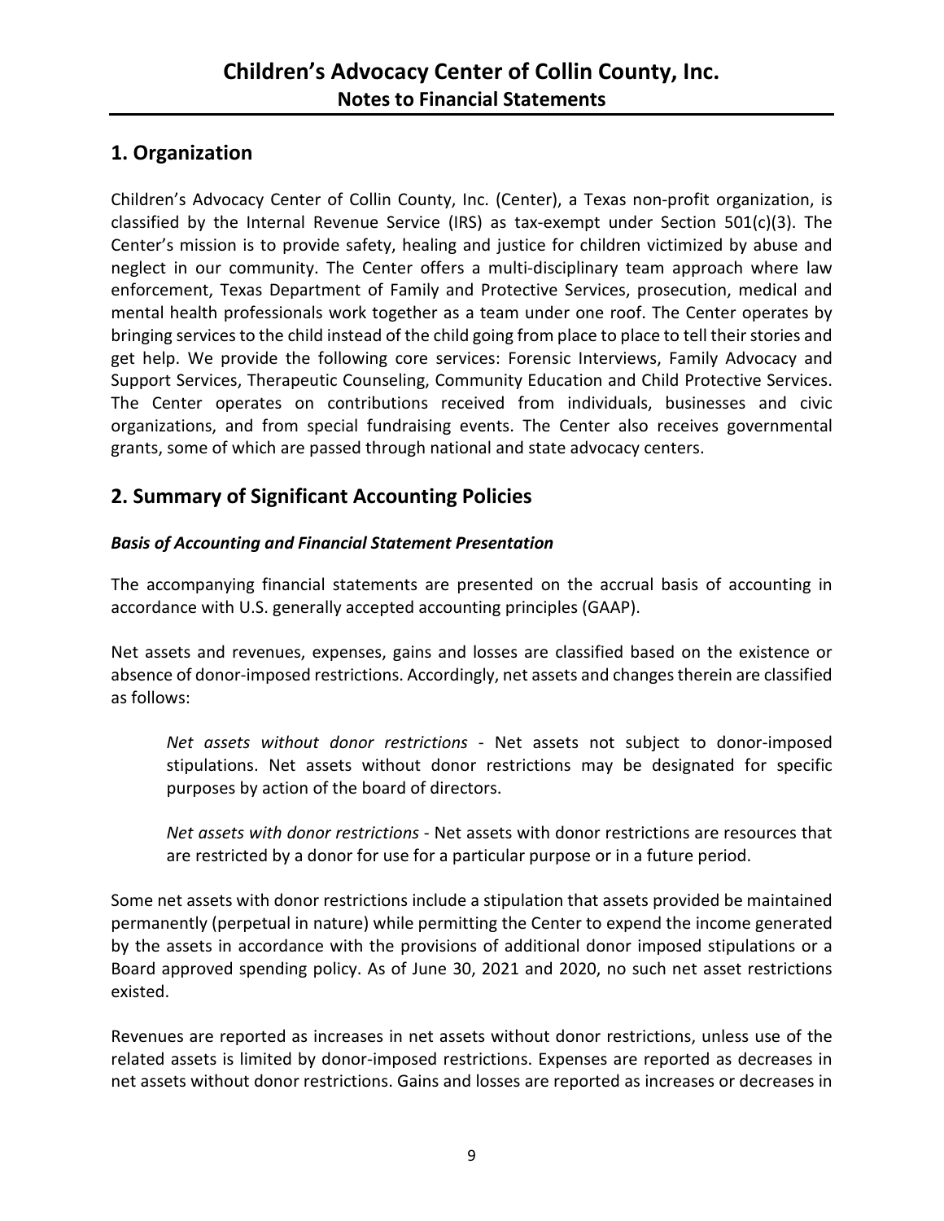# Children's Advocacy Center of Collin County, Inc.
## Notes to Financial Statements

## 1. Organization

Children's Advocacy Center of Collin County, Inc. (Center), a Texas non-profit organization, is classified by the Internal Revenue Service (IRS) as tax-exempt under Section 501(c)(3). The Center's mission is to provide safety, healing and justice for children victimized by abuse and neglect in our community. The Center offers a multi-disciplinary team approach where law enforcement, Texas Department of Family and Protective Services, prosecution, medical and mental health professionals work together as a team under one roof. The Center operates by bringing services to the child instead of the child going from place to place to tell their stories and get help. We provide the following core services: Forensic Interviews, Family Advocacy and Support Services, Therapeutic Counseling, Community Education and Child Protective Services. The Center operates on contributions received from individuals, businesses and civic organizations, and from special fundraising events. The Center also receives governmental grants, some of which are passed through national and state advocacy centers.

## 2. Summary of Significant Accounting Policies

***Basis of Accounting and Financial Statement Presentation***

The accompanying financial statements are presented on the accrual basis of accounting in accordance with U.S. generally accepted accounting principles (GAAP).

Net assets and revenues, expenses, gains and losses are classified based on the existence or absence of donor-imposed restrictions. Accordingly, net assets and changes therein are classified as follows:

> *Net assets without donor restrictions* - Net assets not subject to donor-imposed stipulations. Net assets without donor restrictions may be designated for specific purposes by action of the board of directors.
>
> *Net assets with donor restrictions* - Net assets with donor restrictions are resources that are restricted by a donor for use for a particular purpose or in a future period.

Some net assets with donor restrictions include a stipulation that assets provided be maintained permanently (perpetual in nature) while permitting the Center to expend the income generated by the assets in accordance with the provisions of additional donor imposed stipulations or a Board approved spending policy. As of June 30, 2021 and 2020, no such net asset restrictions existed.

Revenues are reported as increases in net assets without donor restrictions, unless use of the related assets is limited by donor-imposed restrictions. Expenses are reported as decreases in net assets without donor restrictions. Gains and losses are reported as increases or decreases in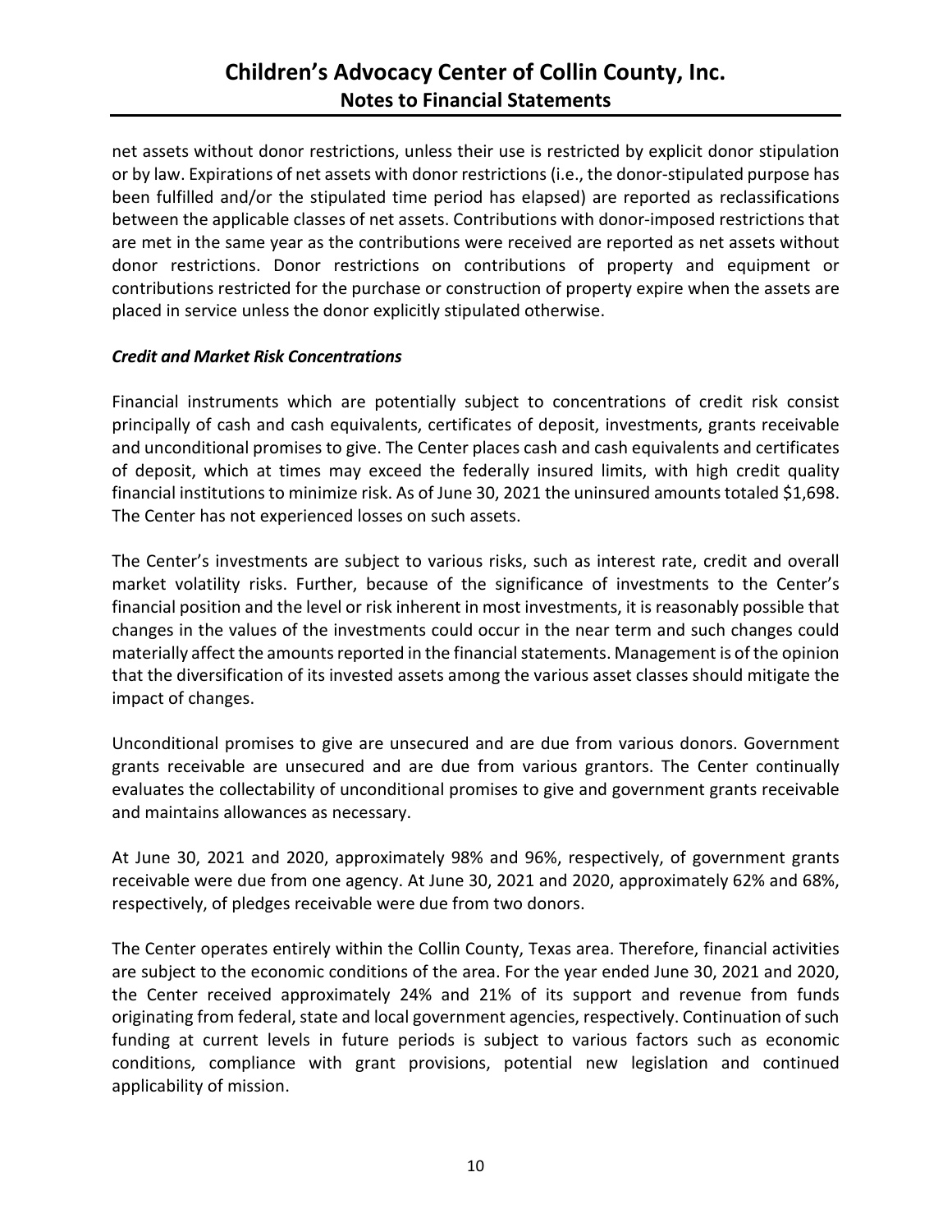net assets without donor restrictions, unless their use is restricted by explicit donor stipulation or by law. Expirations of net assets with donor restrictions (i.e., the donor-stipulated purpose has been fulfilled and/or the stipulated time period has elapsed) are reported as reclassifications between the applicable classes of net assets. Contributions with donor-imposed restrictions that are met in the same year as the contributions were received are reported as net assets without donor restrictions. Donor restrictions on contributions of property and equipment or contributions restricted for the purchase or construction of property expire when the assets are placed in service unless the donor explicitly stipulated otherwise.

***Credit and Market Risk Concentrations***

Financial instruments which are potentially subject to concentrations of credit risk consist principally of cash and cash equivalents, certificates of deposit, investments, grants receivable and unconditional promises to give. The Center places cash and cash equivalents and certificates of deposit, which at times may exceed the federally insured limits, with high credit quality financial institutions to minimize risk. As of June 30, 2021 the uninsured amounts totaled $1,698. The Center has not experienced losses on such assets.

The Center's investments are subject to various risks, such as interest rate, credit and overall market volatility risks. Further, because of the significance of investments to the Center's financial position and the level or risk inherent in most investments, it is reasonably possible that changes in the values of the investments could occur in the near term and such changes could materially affect the amounts reported in the financial statements. Management is of the opinion that the diversification of its invested assets among the various asset classes should mitigate the impact of changes.

Unconditional promises to give are unsecured and are due from various donors. Government grants receivable are unsecured and are due from various grantors. The Center continually evaluates the collectability of unconditional promises to give and government grants receivable and maintains allowances as necessary.

At June 30, 2021 and 2020, approximately 98% and 96%, respectively, of government grants receivable were due from one agency. At June 30, 2021 and 2020, approximately 62% and 68%, respectively, of pledges receivable were due from two donors.

The Center operates entirely within the Collin County, Texas area. Therefore, financial activities are subject to the economic conditions of the area. For the year ended June 30, 2021 and 2020, the Center received approximately 24% and 21% of its support and revenue from funds originating from federal, state and local government agencies, respectively. Continuation of such funding at current levels in future periods is subject to various factors such as economic conditions, compliance with grant provisions, potential new legislation and continued applicability of mission.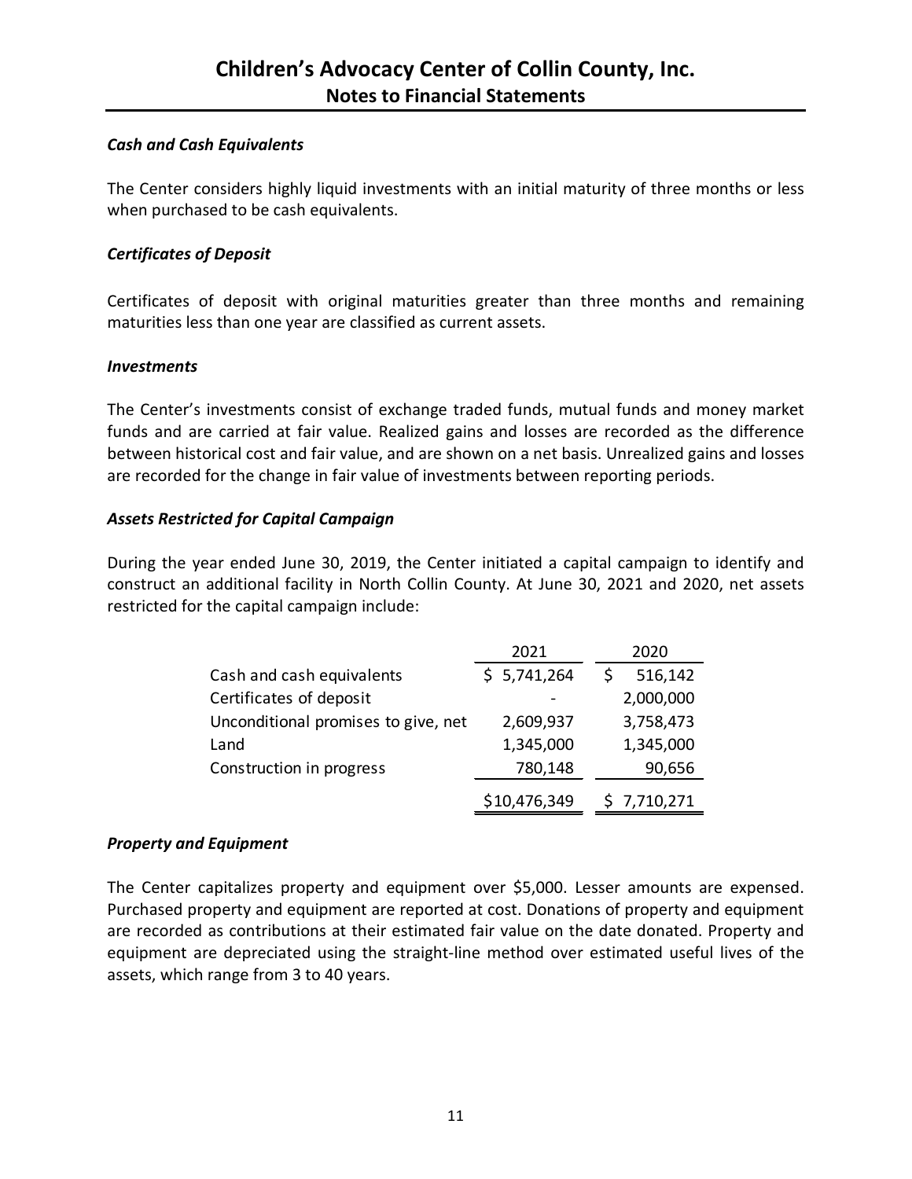### *Cash and Cash Equivalents*

The Center considers highly liquid investments with an initial maturity of three months or less when purchased to be cash equivalents.

### *Certificates of Deposit*

Certificates of deposit with original maturities greater than three months and remaining maturities less than one year are classified as current assets.

### *Investments*

The Center's investments consist of exchange traded funds, mutual funds and money market funds and are carried at fair value. Realized gains and losses are recorded as the difference between historical cost and fair value, and are shown on a net basis. Unrealized gains and losses are recorded for the change in fair value of investments between reporting periods.

### *Assets Restricted for Capital Campaign*

During the year ended June 30, 2019, the Center initiated a capital campaign to identify and construct an additional facility in North Collin County. At June 30, 2021 and 2020, net assets restricted for the capital campaign include:

| | 2021 | 2020 |
|---|---|---|
| Cash and cash equivalents | $ 5,741,264 | $ 516,142 |
| Certificates of deposit | - | 2,000,000 |
| Unconditional promises to give, net | 2,609,937 | 3,758,473 |
| Land | 1,345,000 | 1,345,000 |
| Construction in progress | 780,148 | 90,656 |
| | $10,476,349 | $ 7,710,271 |

### *Property and Equipment*

The Center capitalizes property and equipment over $5,000. Lesser amounts are expensed. Purchased property and equipment are reported at cost. Donations of property and equipment are recorded as contributions at their estimated fair value on the date donated. Property and equipment are depreciated using the straight-line method over estimated useful lives of the assets, which range from 3 to 40 years.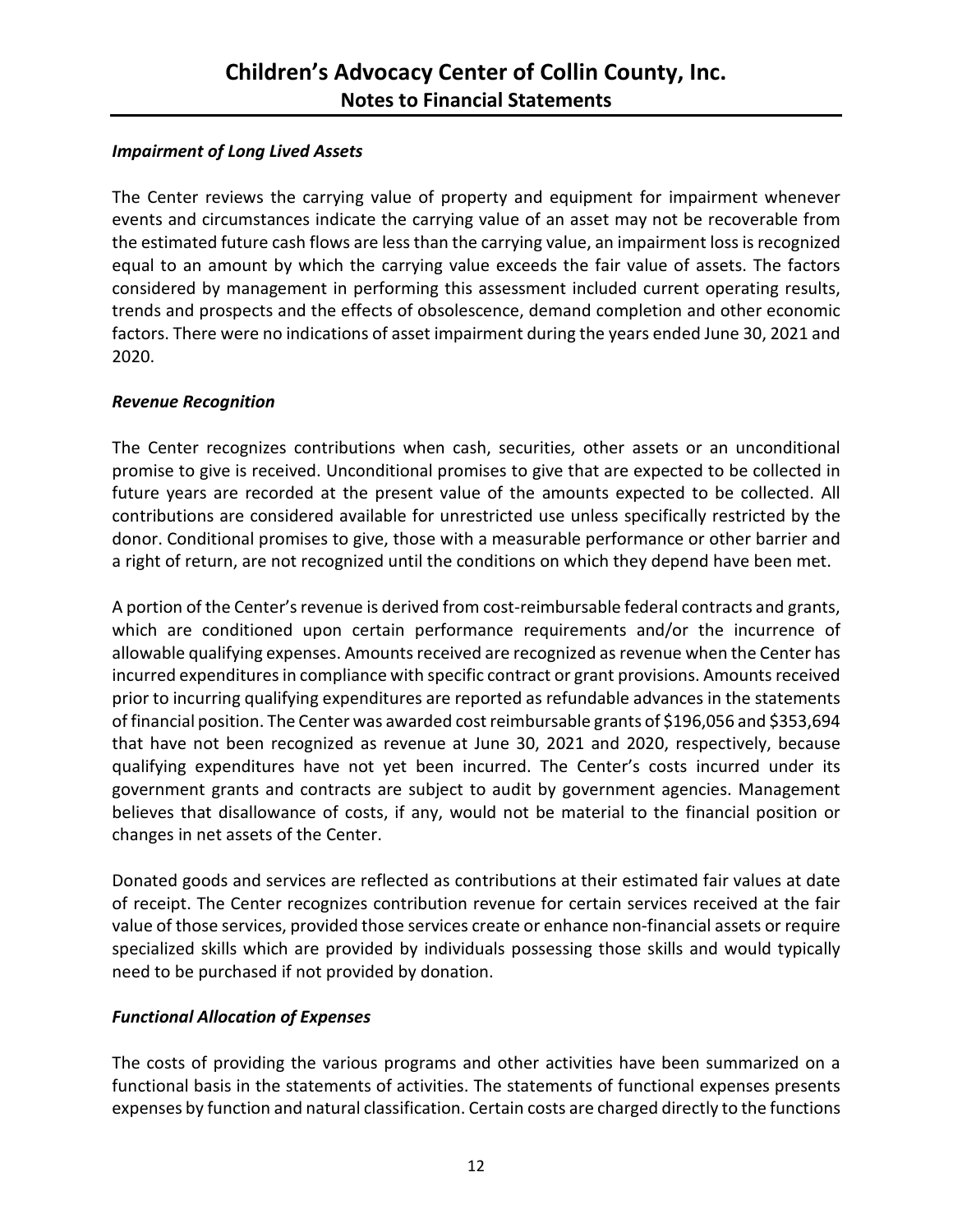### *Impairment of Long Lived Assets*

The Center reviews the carrying value of property and equipment for impairment whenever events and circumstances indicate the carrying value of an asset may not be recoverable from the estimated future cash flows are less than the carrying value, an impairment loss is recognized equal to an amount by which the carrying value exceeds the fair value of assets. The factors considered by management in performing this assessment included current operating results, trends and prospects and the effects of obsolescence, demand completion and other economic factors. There were no indications of asset impairment during the years ended June 30, 2021 and 2020.

### *Revenue Recognition*

The Center recognizes contributions when cash, securities, other assets or an unconditional promise to give is received. Unconditional promises to give that are expected to be collected in future years are recorded at the present value of the amounts expected to be collected. All contributions are considered available for unrestricted use unless specifically restricted by the donor. Conditional promises to give, those with a measurable performance or other barrier and a right of return, are not recognized until the conditions on which they depend have been met.

A portion of the Center's revenue is derived from cost-reimbursable federal contracts and grants, which are conditioned upon certain performance requirements and/or the incurrence of allowable qualifying expenses. Amounts received are recognized as revenue when the Center has incurred expenditures in compliance with specific contract or grant provisions. Amounts received prior to incurring qualifying expenditures are reported as refundable advances in the statements of financial position. The Center was awarded cost reimbursable grants of $196,056 and $353,694 that have not been recognized as revenue at June 30, 2021 and 2020, respectively, because qualifying expenditures have not yet been incurred. The Center's costs incurred under its government grants and contracts are subject to audit by government agencies. Management believes that disallowance of costs, if any, would not be material to the financial position or changes in net assets of the Center.

Donated goods and services are reflected as contributions at their estimated fair values at date of receipt. The Center recognizes contribution revenue for certain services received at the fair value of those services, provided those services create or enhance non-financial assets or require specialized skills which are provided by individuals possessing those skills and would typically need to be purchased if not provided by donation.

### *Functional Allocation of Expenses*

The costs of providing the various programs and other activities have been summarized on a functional basis in the statements of activities. The statements of functional expenses presents expenses by function and natural classification. Certain costs are charged directly to the functions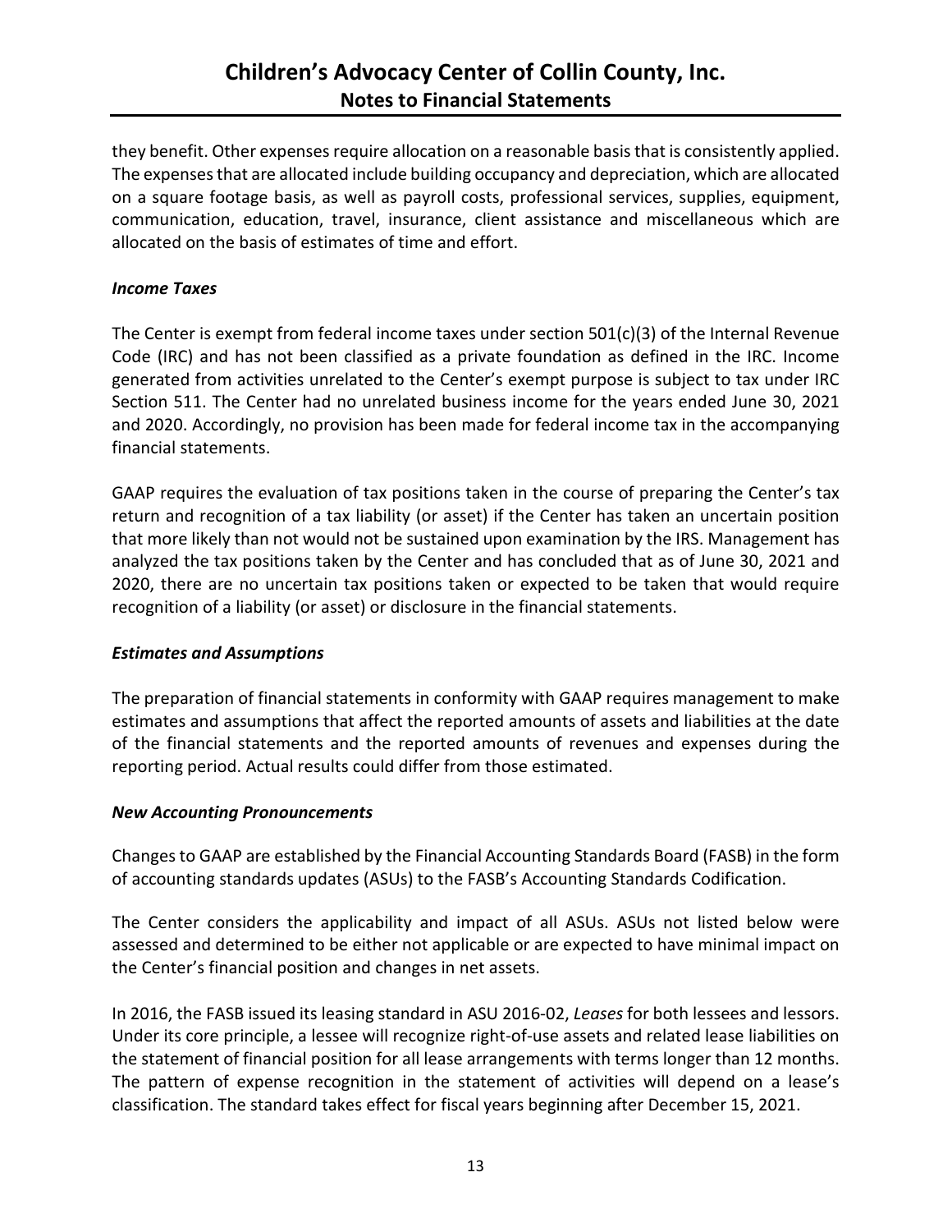they benefit. Other expenses require allocation on a reasonable basis that is consistently applied. The expenses that are allocated include building occupancy and depreciation, which are allocated on a square footage basis, as well as payroll costs, professional services, supplies, equipment, communication, education, travel, insurance, client assistance and miscellaneous which are allocated on the basis of estimates of time and effort.

### *Income Taxes*

The Center is exempt from federal income taxes under section 501(c)(3) of the Internal Revenue Code (IRC) and has not been classified as a private foundation as defined in the IRC. Income generated from activities unrelated to the Center's exempt purpose is subject to tax under IRC Section 511. The Center had no unrelated business income for the years ended June 30, 2021 and 2020. Accordingly, no provision has been made for federal income tax in the accompanying financial statements.

GAAP requires the evaluation of tax positions taken in the course of preparing the Center's tax return and recognition of a tax liability (or asset) if the Center has taken an uncertain position that more likely than not would not be sustained upon examination by the IRS. Management has analyzed the tax positions taken by the Center and has concluded that as of June 30, 2021 and 2020, there are no uncertain tax positions taken or expected to be taken that would require recognition of a liability (or asset) or disclosure in the financial statements.

### *Estimates and Assumptions*

The preparation of financial statements in conformity with GAAP requires management to make estimates and assumptions that affect the reported amounts of assets and liabilities at the date of the financial statements and the reported amounts of revenues and expenses during the reporting period. Actual results could differ from those estimated.

### *New Accounting Pronouncements*

Changes to GAAP are established by the Financial Accounting Standards Board (FASB) in the form of accounting standards updates (ASUs) to the FASB's Accounting Standards Codification.

The Center considers the applicability and impact of all ASUs. ASUs not listed below were assessed and determined to be either not applicable or are expected to have minimal impact on the Center's financial position and changes in net assets.

In 2016, the FASB issued its leasing standard in ASU 2016-02, *Leases* for both lessees and lessors. Under its core principle, a lessee will recognize right-of-use assets and related lease liabilities on the statement of financial position for all lease arrangements with terms longer than 12 months. The pattern of expense recognition in the statement of activities will depend on a lease's classification. The standard takes effect for fiscal years beginning after December 15, 2021.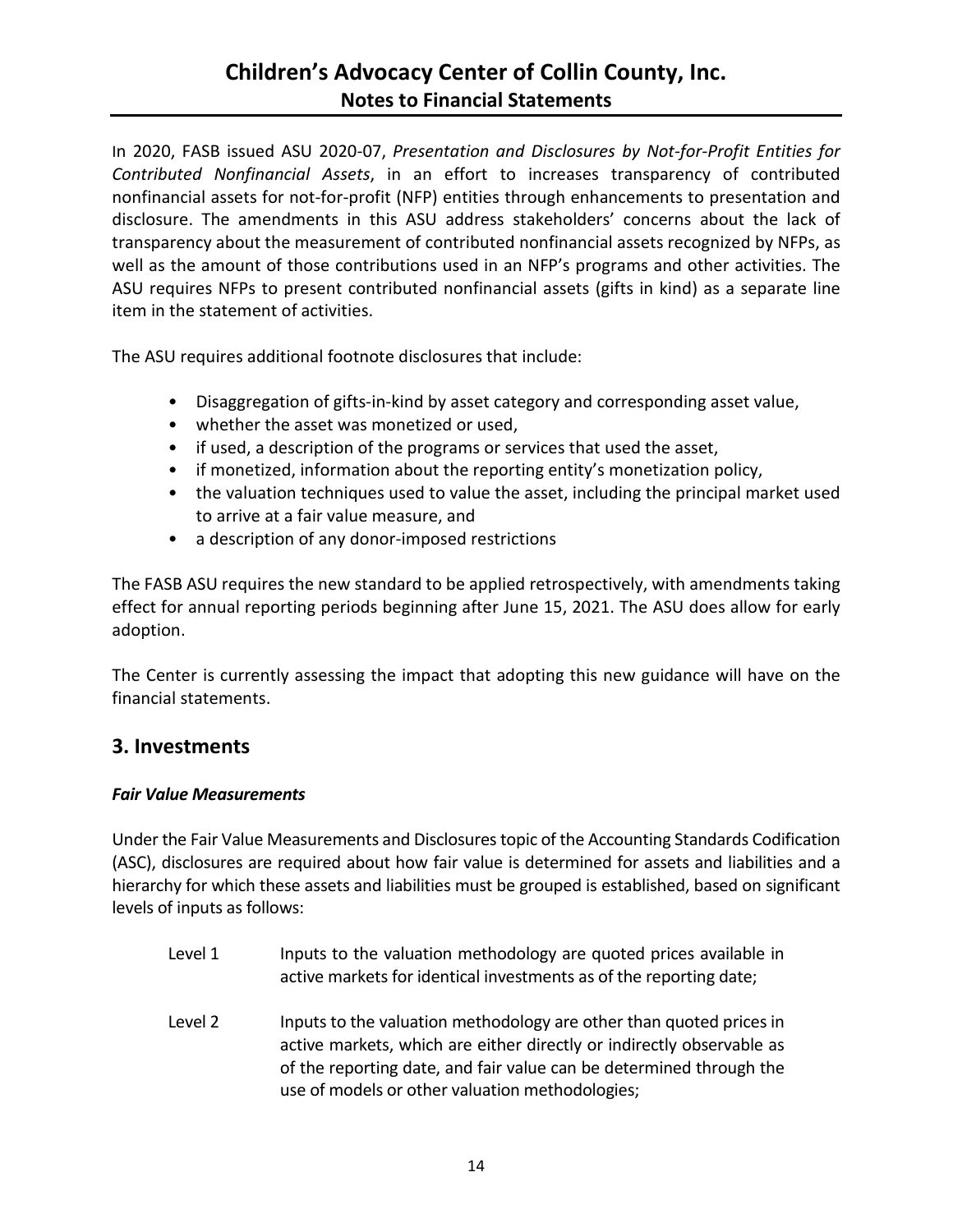In 2020, FASB issued ASU 2020-07, *Presentation and Disclosures by Not-for-Profit Entities for Contributed Nonfinancial Assets*, in an effort to increases transparency of contributed nonfinancial assets for not-for-profit (NFP) entities through enhancements to presentation and disclosure. The amendments in this ASU address stakeholders' concerns about the lack of transparency about the measurement of contributed nonfinancial assets recognized by NFPs, as well as the amount of those contributions used in an NFP's programs and other activities. The ASU requires NFPs to present contributed nonfinancial assets (gifts in kind) as a separate line item in the statement of activities.

The ASU requires additional footnote disclosures that include:

- Disaggregation of gifts-in-kind by asset category and corresponding asset value,
- whether the asset was monetized or used,
- if used, a description of the programs or services that used the asset,
- if monetized, information about the reporting entity's monetization policy,
- the valuation techniques used to value the asset, including the principal market used to arrive at a fair value measure, and
- a description of any donor-imposed restrictions

The FASB ASU requires the new standard to be applied retrospectively, with amendments taking effect for annual reporting periods beginning after June 15, 2021. The ASU does allow for early adoption.

The Center is currently assessing the impact that adopting this new guidance will have on the financial statements.

## 3. Investments

### *Fair Value Measurements*

Under the Fair Value Measurements and Disclosures topic of the Accounting Standards Codification (ASC), disclosures are required about how fair value is determined for assets and liabilities and a hierarchy for which these assets and liabilities must be grouped is established, based on significant levels of inputs as follows:

| | |
|---|---|
| Level 1 | Inputs to the valuation methodology are quoted prices available in active markets for identical investments as of the reporting date; |
| Level 2 | Inputs to the valuation methodology are other than quoted prices in active markets, which are either directly or indirectly observable as of the reporting date, and fair value can be determined through the use of models or other valuation methodologies; |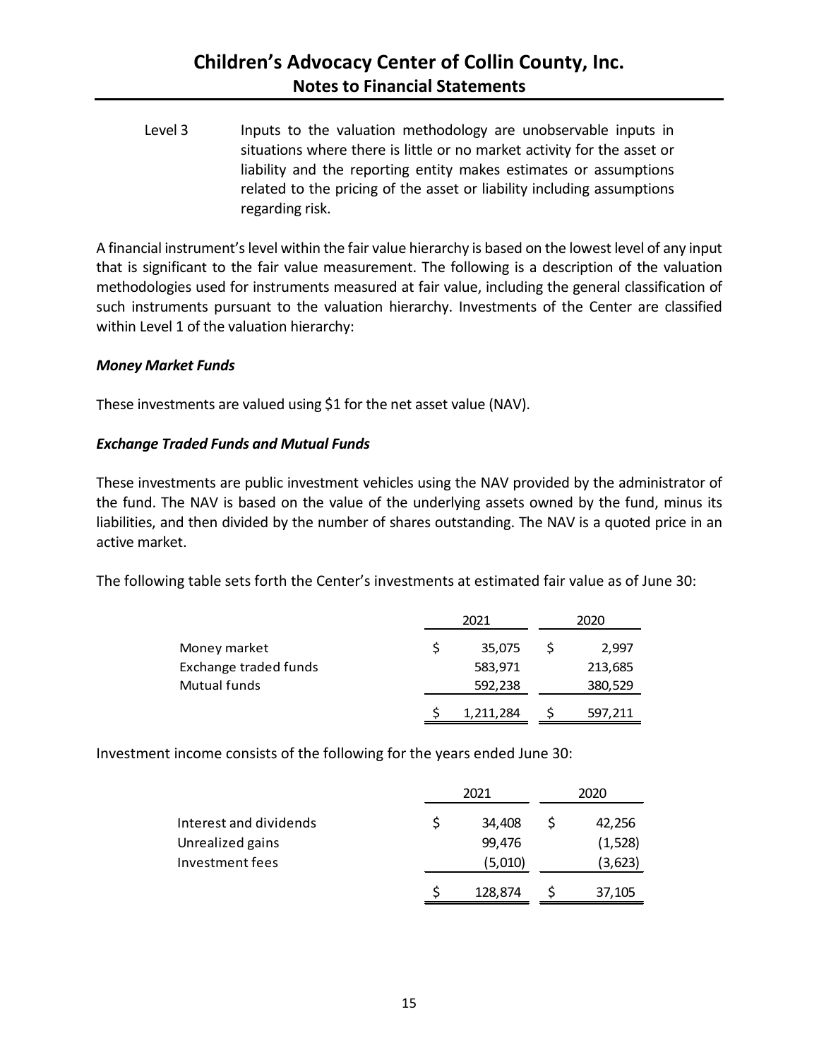Level 3 Inputs to the valuation methodology are unobservable inputs in situations where there is little or no market activity for the asset or liability and the reporting entity makes estimates or assumptions related to the pricing of the asset or liability including assumptions regarding risk.

A financial instrument's level within the fair value hierarchy is based on the lowest level of any input that is significant to the fair value measurement. The following is a description of the valuation methodologies used for instruments measured at fair value, including the general classification of such instruments pursuant to the valuation hierarchy. Investments of the Center are classified within Level 1 of the valuation hierarchy:

***Money Market Funds***

These investments are valued using $1 for the net asset value (NAV).

***Exchange Traded Funds and Mutual Funds***

These investments are public investment vehicles using the NAV provided by the administrator of the fund. The NAV is based on the value of the underlying assets owned by the fund, minus its liabilities, and then divided by the number of shares outstanding. The NAV is a quoted price in an active market.

The following table sets forth the Center's investments at estimated fair value as of June 30:

| | 2021 | 2020 |
|---|---|---|
| Money market | $ 35,075 | $ 2,997 |
| Exchange traded funds | 583,971 | 213,685 |
| Mutual funds | 592,238 | 380,529 |
| | $ 1,211,284 | $ 597,211 |

Investment income consists of the following for the years ended June 30:

| | 2021 | 2020 |
|---|---|---|
| Interest and dividends | $ 34,408 | $ 42,256 |
| Unrealized gains | 99,476 | (1,528) |
| Investment fees | (5,010) | (3,623) |
| | $ 128,874 | $ 37,105 |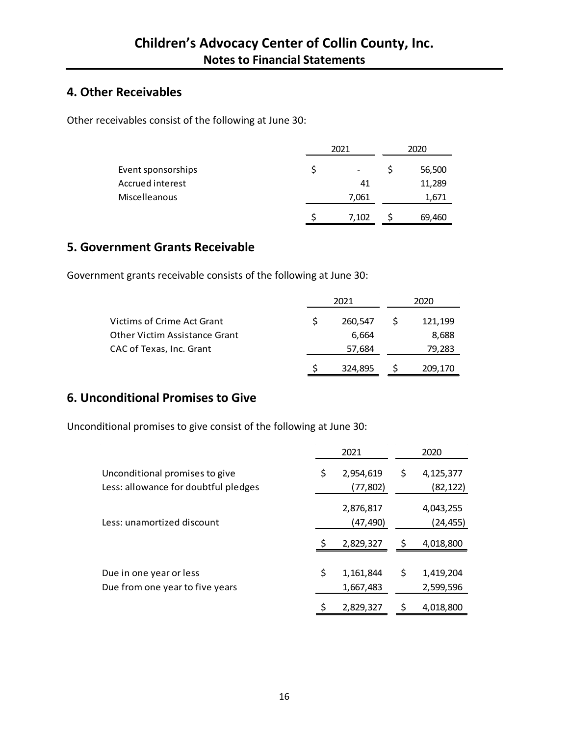# Children's Advocacy Center of Collin County, Inc.

## Notes to Financial Statements

## 4. Other Receivables

Other receivables consist of the following at June 30:

| | 2021 | 2020 |
|---|---|---|
| Event sponsorships | $ - | $ 56,500 |
| Accrued interest | 41 | 11,289 |
| Miscelleanous | 7,061 | 1,671 |
| | $ 7,102 | $ 69,460 |

## 5. Government Grants Receivable

Government grants receivable consists of the following at June 30:

| | 2021 | 2020 |
|---|---|---|
| Victims of Crime Act Grant | $ 260,547 | $ 121,199 |
| Other Victim Assistance Grant | 6,664 | 8,688 |
| CAC of Texas, Inc. Grant | 57,684 | 79,283 |
| | $ 324,895 | $ 209,170 |

## 6. Unconditional Promises to Give

Unconditional promises to give consist of the following at June 30:

| | 2021 | 2020 |
|---|---|---|
| Unconditional promises to give | $ 2,954,619 | $ 4,125,377 |
| Less: allowance for doubtful pledges | (77,802) | (82,122) |
| | 2,876,817 | 4,043,255 |
| Less: unamortized discount | (47,490) | (24,455) |
| | $ 2,829,327 | $ 4,018,800 |
| | | |
| Due in one year or less | $ 1,161,844 | $ 1,419,204 |
| Due from one year to five years | 1,667,483 | 2,599,596 |
| | $ 2,829,327 | $ 4,018,800 |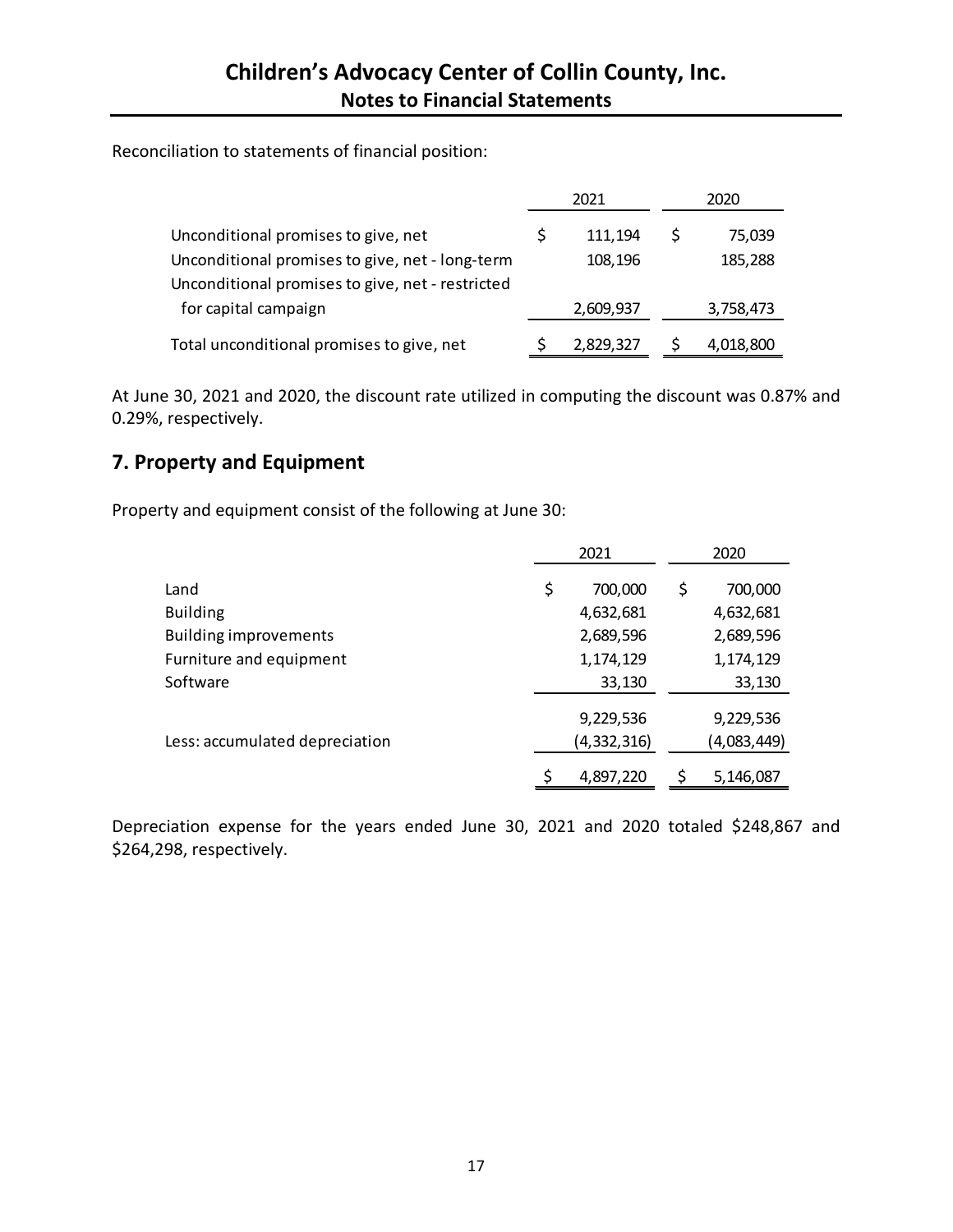Reconciliation to statements of financial position:

| | 2021 | 2020 |
|---|---|---|
| Unconditional promises to give, net | $ 111,194 | $ 75,039 |
| Unconditional promises to give, net - long-term | 108,196 | 185,288 |
| Unconditional promises to give, net - restricted for capital campaign | 2,609,937 | 3,758,473 |
| Total unconditional promises to give, net | $ 2,829,327 | $ 4,018,800 |

At June 30, 2021 and 2020, the discount rate utilized in computing the discount was 0.87% and 0.29%, respectively.

## 7. Property and Equipment

Property and equipment consist of the following at June 30:

| | 2021 | 2020 |
|---|---|---|
| Land | $ 700,000 | $ 700,000 |
| Building | 4,632,681 | 4,632,681 |
| Building improvements | 2,689,596 | 2,689,596 |
| Furniture and equipment | 1,174,129 | 1,174,129 |
| Software | 33,130 | 33,130 |
| | 9,229,536 | 9,229,536 |
| Less: accumulated depreciation | (4,332,316) | (4,083,449) |
| | $ 4,897,220 | $ 5,146,087 |

Depreciation expense for the years ended June 30, 2021 and 2020 totaled $248,867 and $264,298, respectively.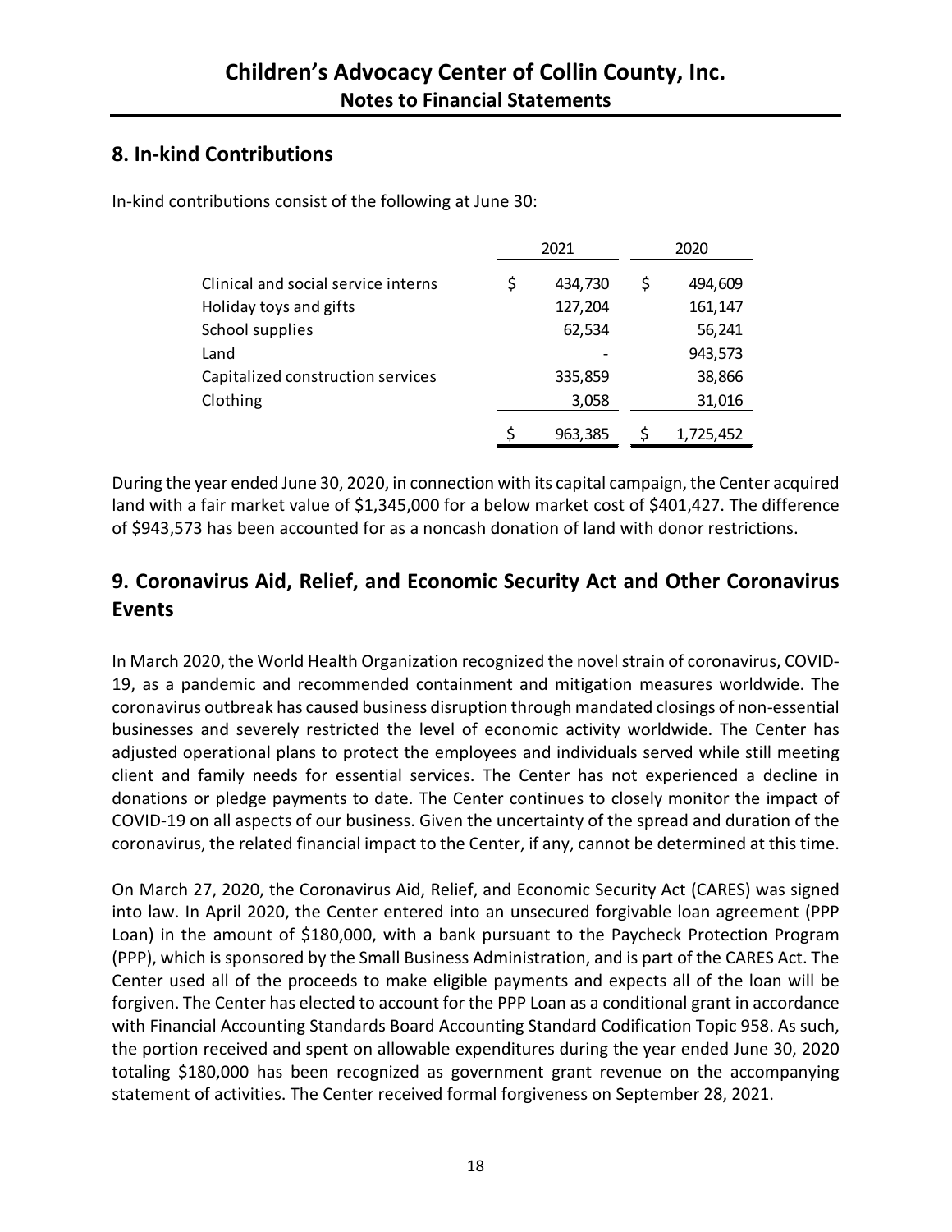# Children's Advocacy Center of Collin County, Inc.

## Notes to Financial Statements

## 8. In-kind Contributions

In-kind contributions consist of the following at June 30:

| | 2021 | 2020 |
|---|---|---|
| Clinical and social service interns | $ 434,730 | $ 494,609 |
| Holiday toys and gifts | 127,204 | 161,147 |
| School supplies | 62,534 | 56,241 |
| Land | - | 943,573 |
| Capitalized construction services | 335,859 | 38,866 |
| Clothing | 3,058 | 31,016 |
| | $ 963,385 | $ 1,725,452 |

During the year ended June 30, 2020, in connection with its capital campaign, the Center acquired land with a fair market value of $1,345,000 for a below market cost of $401,427. The difference of $943,573 has been accounted for as a noncash donation of land with donor restrictions.

## 9. Coronavirus Aid, Relief, and Economic Security Act and Other Coronavirus Events

In March 2020, the World Health Organization recognized the novel strain of coronavirus, COVID-19, as a pandemic and recommended containment and mitigation measures worldwide. The coronavirus outbreak has caused business disruption through mandated closings of non-essential businesses and severely restricted the level of economic activity worldwide. The Center has adjusted operational plans to protect the employees and individuals served while still meeting client and family needs for essential services. The Center has not experienced a decline in donations or pledge payments to date. The Center continues to closely monitor the impact of COVID-19 on all aspects of our business. Given the uncertainty of the spread and duration of the coronavirus, the related financial impact to the Center, if any, cannot be determined at this time.

On March 27, 2020, the Coronavirus Aid, Relief, and Economic Security Act (CARES) was signed into law. In April 2020, the Center entered into an unsecured forgivable loan agreement (PPP Loan) in the amount of $180,000, with a bank pursuant to the Paycheck Protection Program (PPP), which is sponsored by the Small Business Administration, and is part of the CARES Act. The Center used all of the proceeds to make eligible payments and expects all of the loan will be forgiven. The Center has elected to account for the PPP Loan as a conditional grant in accordance with Financial Accounting Standards Board Accounting Standard Codification Topic 958. As such, the portion received and spent on allowable expenditures during the year ended June 30, 2020 totaling $180,000 has been recognized as government grant revenue on the accompanying statement of activities. The Center received formal forgiveness on September 28, 2021.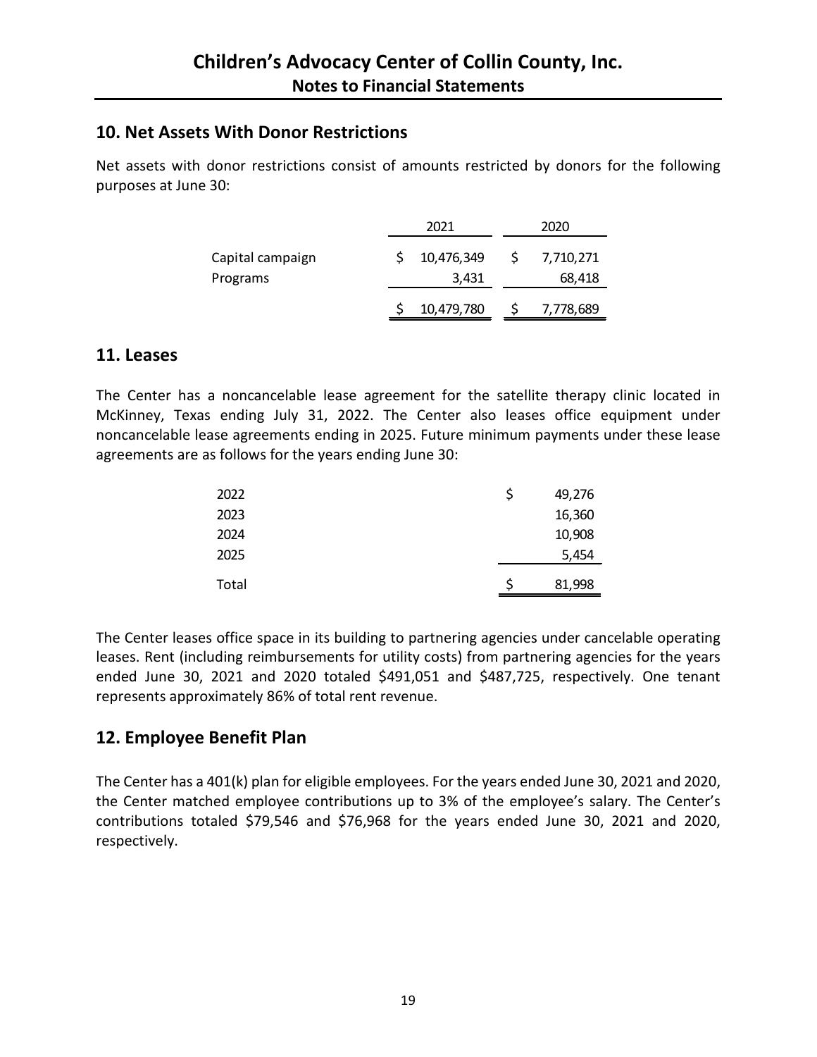# Children's Advocacy Center of Collin County, Inc.

## Notes to Financial Statements

## 10. Net Assets With Donor Restrictions

Net assets with donor restrictions consist of amounts restricted by donors for the following purposes at June 30:

| | 2021 | 2020 |
|---|---|---|
| Capital campaign | $ 10,476,349 | $ 7,710,271 |
| Programs | 3,431 | 68,418 |
| | $ 10,479,780 | $ 7,778,689 |

## 11. Leases

The Center has a noncancelable lease agreement for the satellite therapy clinic located in McKinney, Texas ending July 31, 2022. The Center also leases office equipment under noncancelable lease agreements ending in 2025. Future minimum payments under these lease agreements are as follows for the years ending June 30:

| | |
|---|---|
| 2022 | $ 49,276 |
| 2023 | 16,360 |
| 2024 | 10,908 |
| 2025 | 5,454 |
| Total | $ 81,998 |

The Center leases office space in its building to partnering agencies under cancelable operating leases. Rent (including reimbursements for utility costs) from partnering agencies for the years ended June 30, 2021 and 2020 totaled $491,051 and $487,725, respectively. One tenant represents approximately 86% of total rent revenue.

## 12. Employee Benefit Plan

The Center has a 401(k) plan for eligible employees. For the years ended June 30, 2021 and 2020, the Center matched employee contributions up to 3% of the employee's salary. The Center's contributions totaled $79,546 and $76,968 for the years ended June 30, 2021 and 2020, respectively.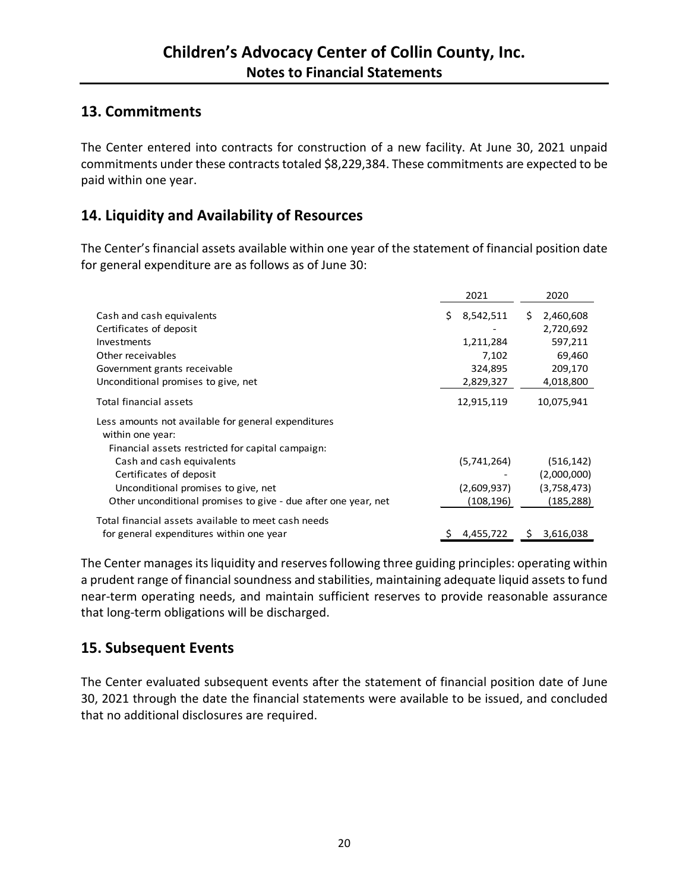## 13. Commitments

The Center entered into contracts for construction of a new facility. At June 30, 2021 unpaid commitments under these contracts totaled $8,229,384. These commitments are expected to be paid within one year.

## 14. Liquidity and Availability of Resources

The Center's financial assets available within one year of the statement of financial position date for general expenditure are as follows as of June 30:

| | 2021 | 2020 |
|---|---|---|
| Cash and cash equivalents | $ 8,542,511 | $ 2,460,608 |
| Certificates of deposit | - | 2,720,692 |
| Investments | 1,211,284 | 597,211 |
| Other receivables | 7,102 | 69,460 |
| Government grants receivable | 324,895 | 209,170 |
| Unconditional promises to give, net | 2,829,327 | 4,018,800 |
| Total financial assets | 12,915,119 | 10,075,941 |
| Less amounts not available for general expenditures within one year: | | |
| Financial assets restricted for capital campaign: | | |
| Cash and cash equivalents | (5,741,264) | (516,142) |
| Certificates of deposit | - | (2,000,000) |
| Unconditional promises to give, net | (2,609,937) | (3,758,473) |
| Other unconditional promises to give - due after one year, net | (108,196) | (185,288) |
| Total financial assets available to meet cash needs for general expenditures within one year | $ 4,455,722 | $ 3,616,038 |

The Center manages its liquidity and reserves following three guiding principles: operating within a prudent range of financial soundness and stabilities, maintaining adequate liquid assets to fund near-term operating needs, and maintain sufficient reserves to provide reasonable assurance that long-term obligations will be discharged.

## 15. Subsequent Events

The Center evaluated subsequent events after the statement of financial position date of June 30, 2021 through the date the financial statements were available to be issued, and concluded that no additional disclosures are required.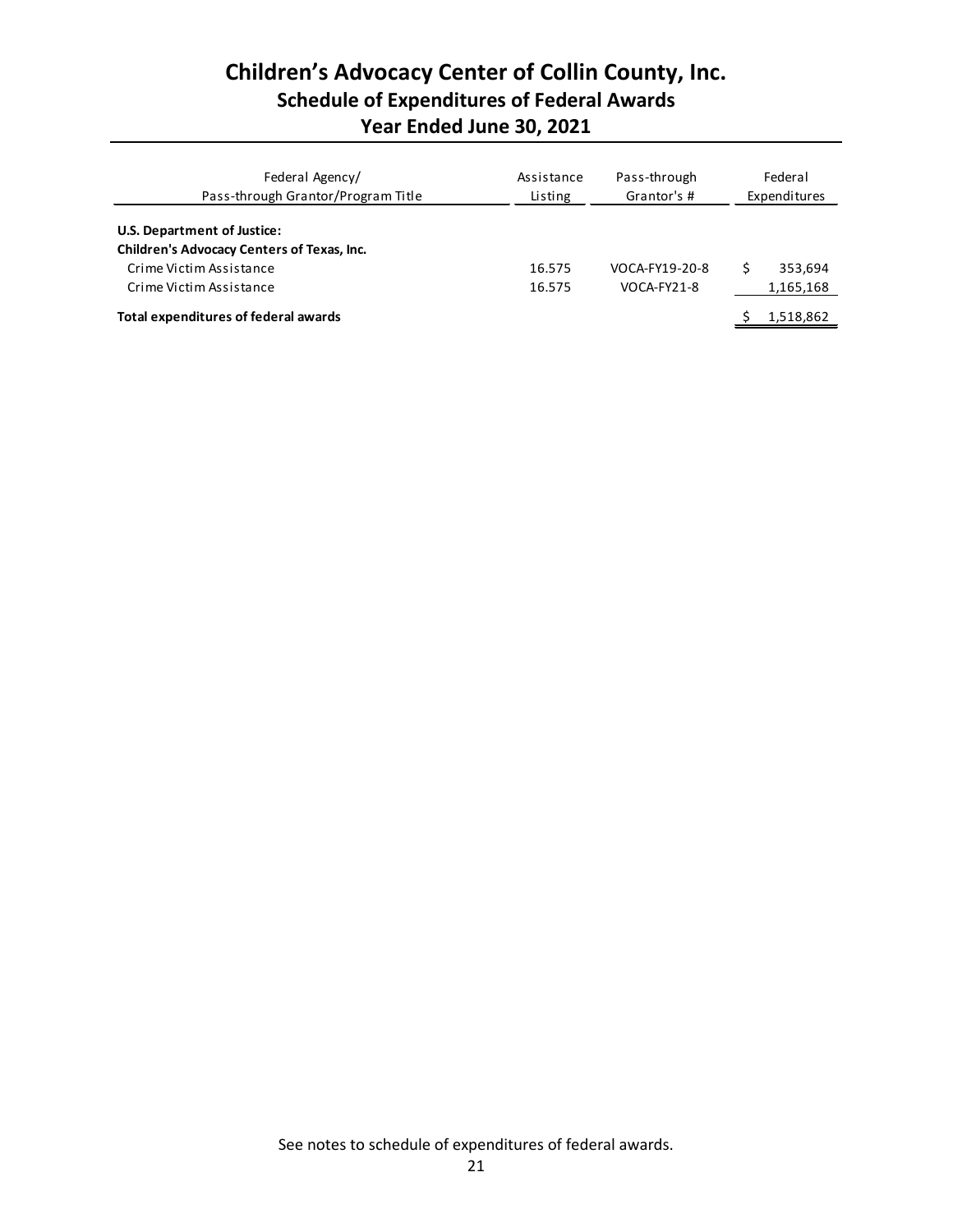# Children's Advocacy Center of Collin County, Inc.

## Schedule of Expenditures of Federal Awards

## Year Ended June 30, 2021

| Federal Agency/ Pass-through Grantor/Program Title | Assistance Listing | Pass-through Grantor's # | Federal Expenditures |
|---|---|---|---|
| **U.S. Department of Justice:** | | | |
| **Children's Advocacy Centers of Texas, Inc.** | | | |
| Crime Victim Assistance | 16.575 | VOCA-FY19-20-8 | $ 353,694 |
| Crime Victim Assistance | 16.575 | VOCA-FY21-8 | 1,165,168 |
| **Total expenditures of federal awards** | | | $ 1,518,862 |

See notes to schedule of expenditures of federal awards.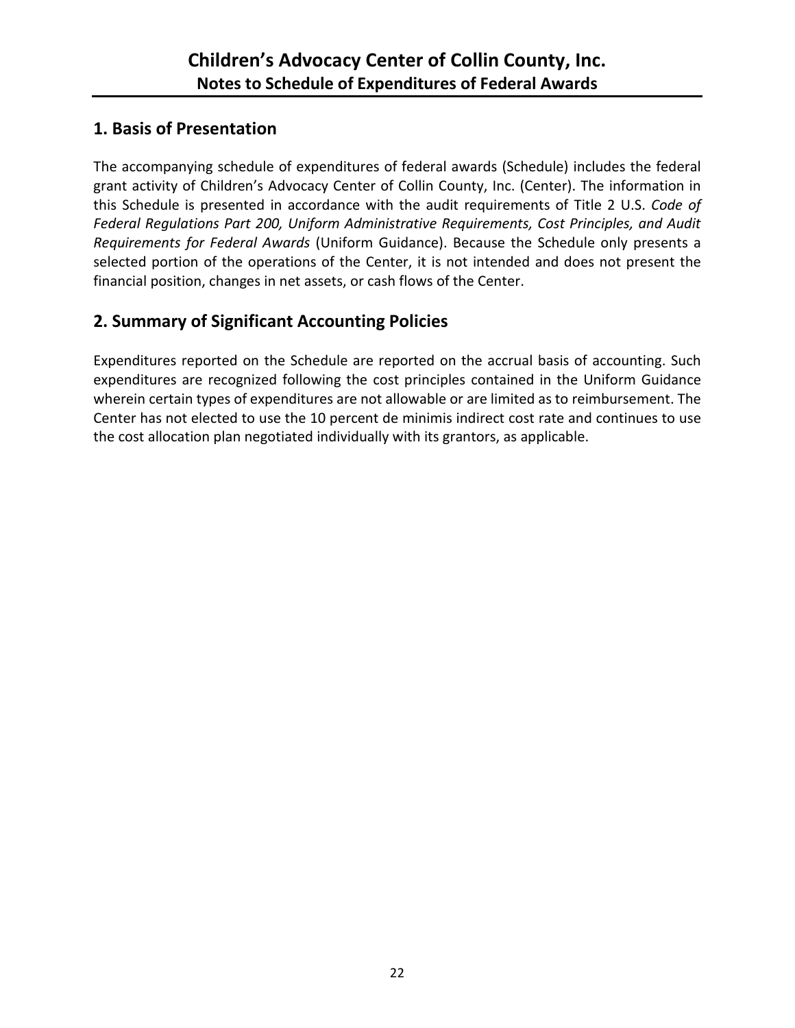# Children's Advocacy Center of Collin County, Inc.
## Notes to Schedule of Expenditures of Federal Awards

## 1. Basis of Presentation

The accompanying schedule of expenditures of federal awards (Schedule) includes the federal grant activity of Children's Advocacy Center of Collin County, Inc. (Center). The information in this Schedule is presented in accordance with the audit requirements of Title 2 U.S. *Code of Federal Regulations Part 200, Uniform Administrative Requirements, Cost Principles, and Audit Requirements for Federal Awards* (Uniform Guidance). Because the Schedule only presents a selected portion of the operations of the Center, it is not intended and does not present the financial position, changes in net assets, or cash flows of the Center.

## 2. Summary of Significant Accounting Policies

Expenditures reported on the Schedule are reported on the accrual basis of accounting. Such expenditures are recognized following the cost principles contained in the Uniform Guidance wherein certain types of expenditures are not allowable or are limited as to reimbursement. The Center has not elected to use the 10 percent de minimis indirect cost rate and continues to use the cost allocation plan negotiated individually with its grantors, as applicable.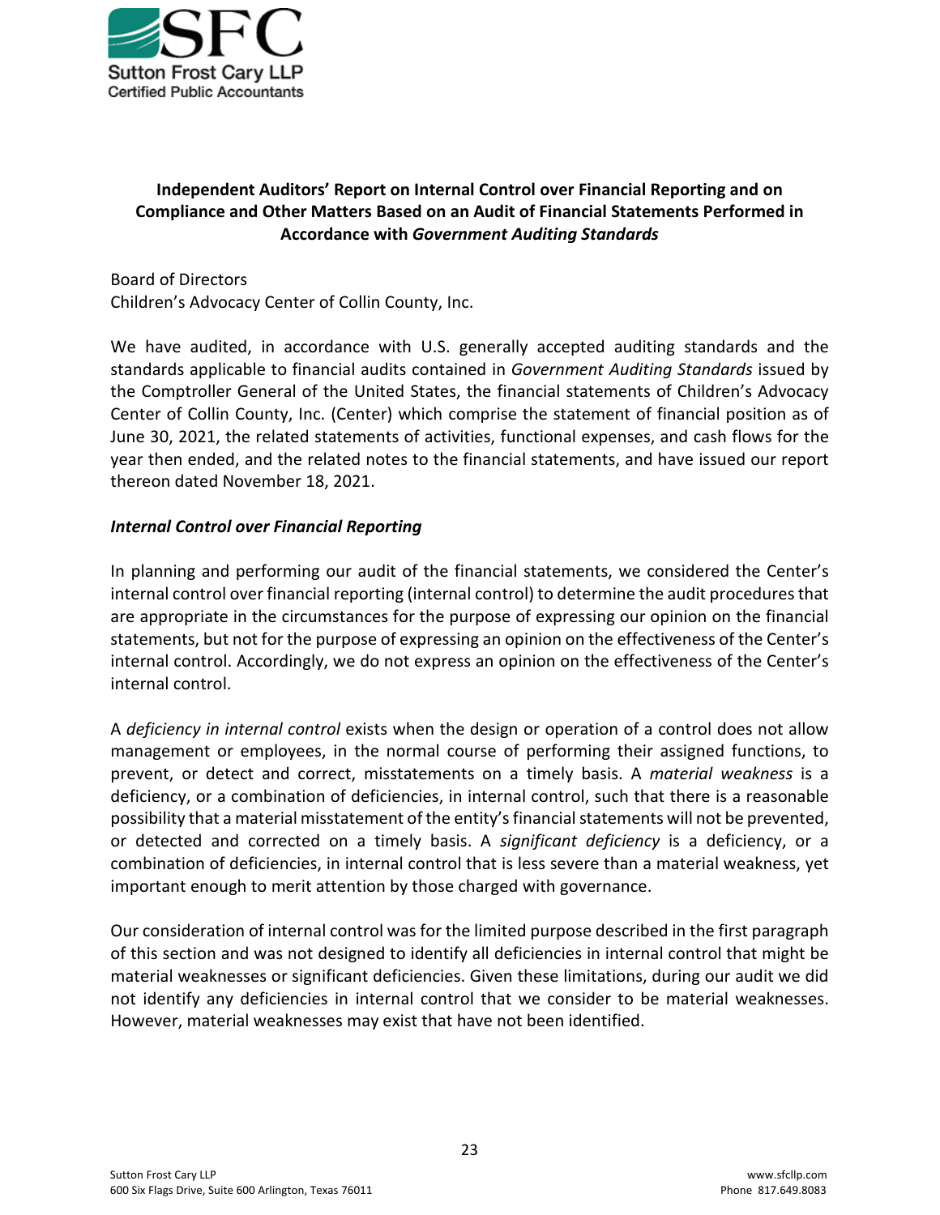## Independent Auditors' Report on Internal Control over Financial Reporting and on Compliance and Other Matters Based on an Audit of Financial Statements Performed in Accordance with *Government Auditing Standards*

Board of Directors
Children's Advocacy Center of Collin County, Inc.

We have audited, in accordance with U.S. generally accepted auditing standards and the standards applicable to financial audits contained in *Government Auditing Standards* issued by the Comptroller General of the United States, the financial statements of Children's Advocacy Center of Collin County, Inc. (Center) which comprise the statement of financial position as of June 30, 2021, the related statements of activities, functional expenses, and cash flows for the year then ended, and the related notes to the financial statements, and have issued our report thereon dated November 18, 2021.

### *Internal Control over Financial Reporting*

In planning and performing our audit of the financial statements, we considered the Center's internal control over financial reporting (internal control) to determine the audit procedures that are appropriate in the circumstances for the purpose of expressing our opinion on the financial statements, but not for the purpose of expressing an opinion on the effectiveness of the Center's internal control. Accordingly, we do not express an opinion on the effectiveness of the Center's internal control.

A *deficiency in internal control* exists when the design or operation of a control does not allow management or employees, in the normal course of performing their assigned functions, to prevent, or detect and correct, misstatements on a timely basis. A *material weakness* is a deficiency, or a combination of deficiencies, in internal control, such that there is a reasonable possibility that a material misstatement of the entity's financial statements will not be prevented, or detected and corrected on a timely basis. A *significant deficiency* is a deficiency, or a combination of deficiencies, in internal control that is less severe than a material weakness, yet important enough to merit attention by those charged with governance.

Our consideration of internal control was for the limited purpose described in the first paragraph of this section and was not designed to identify all deficiencies in internal control that might be material weaknesses or significant deficiencies. Given these limitations, during our audit we did not identify any deficiencies in internal control that we consider to be material weaknesses. However, material weaknesses may exist that have not been identified.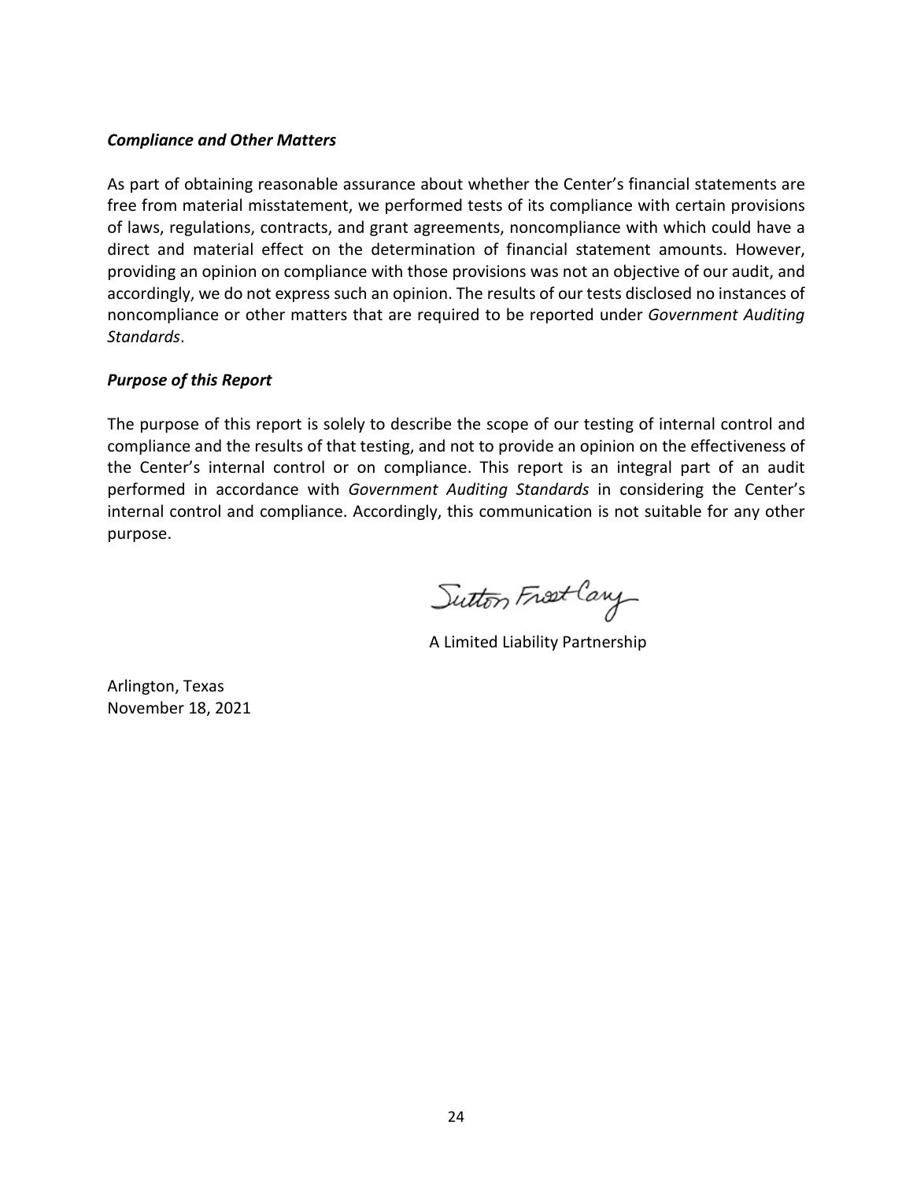### *Compliance and Other Matters*

As part of obtaining reasonable assurance about whether the Center's financial statements are free from material misstatement, we performed tests of its compliance with certain provisions of laws, regulations, contracts, and grant agreements, noncompliance with which could have a direct and material effect on the determination of financial statement amounts. However, providing an opinion on compliance with those provisions was not an objective of our audit, and accordingly, we do not express such an opinion. The results of our tests disclosed no instances of noncompliance or other matters that are required to be reported under *Government Auditing Standards*.

### *Purpose of this Report*

The purpose of this report is solely to describe the scope of our testing of internal control and compliance and the results of that testing, and not to provide an opinion on the effectiveness of the Center's internal control or on compliance. This report is an integral part of an audit performed in accordance with *Government Auditing Standards* in considering the Center's internal control and compliance. Accordingly, this communication is not suitable for any other purpose.

Sutton Frost Cary

A Limited Liability Partnership

Arlington, Texas
November 18, 2021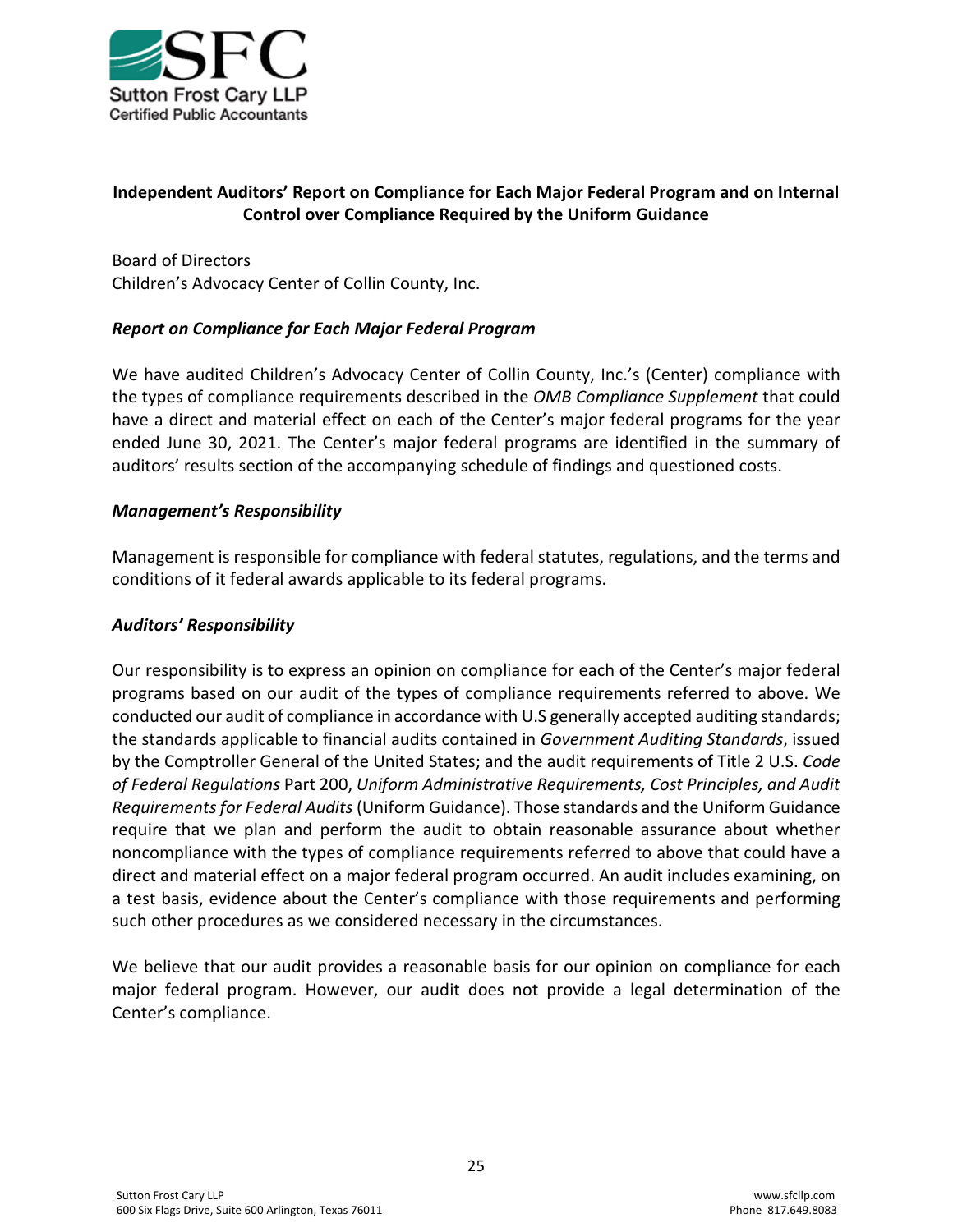Sutton Frost Cary LLP
Certified Public Accountants

## Independent Auditors' Report on Compliance for Each Major Federal Program and on Internal Control over Compliance Required by the Uniform Guidance

Board of Directors
Children's Advocacy Center of Collin County, Inc.

### *Report on Compliance for Each Major Federal Program*

We have audited Children's Advocacy Center of Collin County, Inc.'s (Center) compliance with the types of compliance requirements described in the *OMB Compliance Supplement* that could have a direct and material effect on each of the Center's major federal programs for the year ended June 30, 2021. The Center's major federal programs are identified in the summary of auditors' results section of the accompanying schedule of findings and questioned costs.

### *Management's Responsibility*

Management is responsible for compliance with federal statutes, regulations, and the terms and conditions of it federal awards applicable to its federal programs.

### *Auditors' Responsibility*

Our responsibility is to express an opinion on compliance for each of the Center's major federal programs based on our audit of the types of compliance requirements referred to above. We conducted our audit of compliance in accordance with U.S generally accepted auditing standards; the standards applicable to financial audits contained in *Government Auditing Standards*, issued by the Comptroller General of the United States; and the audit requirements of Title 2 U.S. *Code of Federal Regulations* Part 200, *Uniform Administrative Requirements, Cost Principles, and Audit Requirements for Federal Audits* (Uniform Guidance). Those standards and the Uniform Guidance require that we plan and perform the audit to obtain reasonable assurance about whether noncompliance with the types of compliance requirements referred to above that could have a direct and material effect on a major federal program occurred. An audit includes examining, on a test basis, evidence about the Center's compliance with those requirements and performing such other procedures as we considered necessary in the circumstances.

We believe that our audit provides a reasonable basis for our opinion on compliance for each major federal program. However, our audit does not provide a legal determination of the Center's compliance.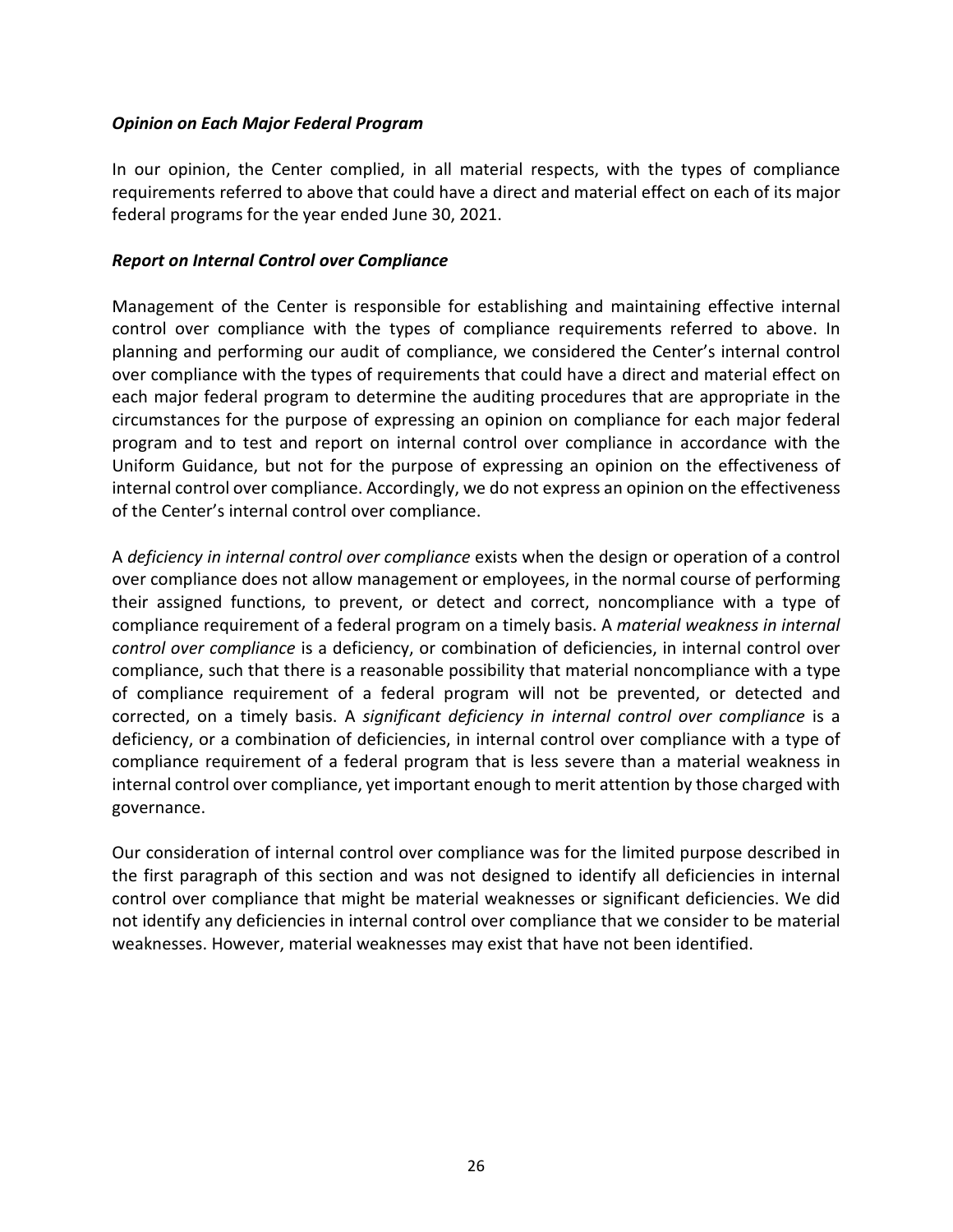***Opinion on Each Major Federal Program***

In our opinion, the Center complied, in all material respects, with the types of compliance requirements referred to above that could have a direct and material effect on each of its major federal programs for the year ended June 30, 2021.

***Report on Internal Control over Compliance***

Management of the Center is responsible for establishing and maintaining effective internal control over compliance with the types of compliance requirements referred to above. In planning and performing our audit of compliance, we considered the Center's internal control over compliance with the types of requirements that could have a direct and material effect on each major federal program to determine the auditing procedures that are appropriate in the circumstances for the purpose of expressing an opinion on compliance for each major federal program and to test and report on internal control over compliance in accordance with the Uniform Guidance, but not for the purpose of expressing an opinion on the effectiveness of internal control over compliance. Accordingly, we do not express an opinion on the effectiveness of the Center's internal control over compliance.

A *deficiency in internal control over compliance* exists when the design or operation of a control over compliance does not allow management or employees, in the normal course of performing their assigned functions, to prevent, or detect and correct, noncompliance with a type of compliance requirement of a federal program on a timely basis. A *material weakness in internal control over compliance* is a deficiency, or combination of deficiencies, in internal control over compliance, such that there is a reasonable possibility that material noncompliance with a type of compliance requirement of a federal program will not be prevented, or detected and corrected, on a timely basis. A *significant deficiency in internal control over compliance* is a deficiency, or a combination of deficiencies, in internal control over compliance with a type of compliance requirement of a federal program that is less severe than a material weakness in internal control over compliance, yet important enough to merit attention by those charged with governance.

Our consideration of internal control over compliance was for the limited purpose described in the first paragraph of this section and was not designed to identify all deficiencies in internal control over compliance that might be material weaknesses or significant deficiencies. We did not identify any deficiencies in internal control over compliance that we consider to be material weaknesses. However, material weaknesses may exist that have not been identified.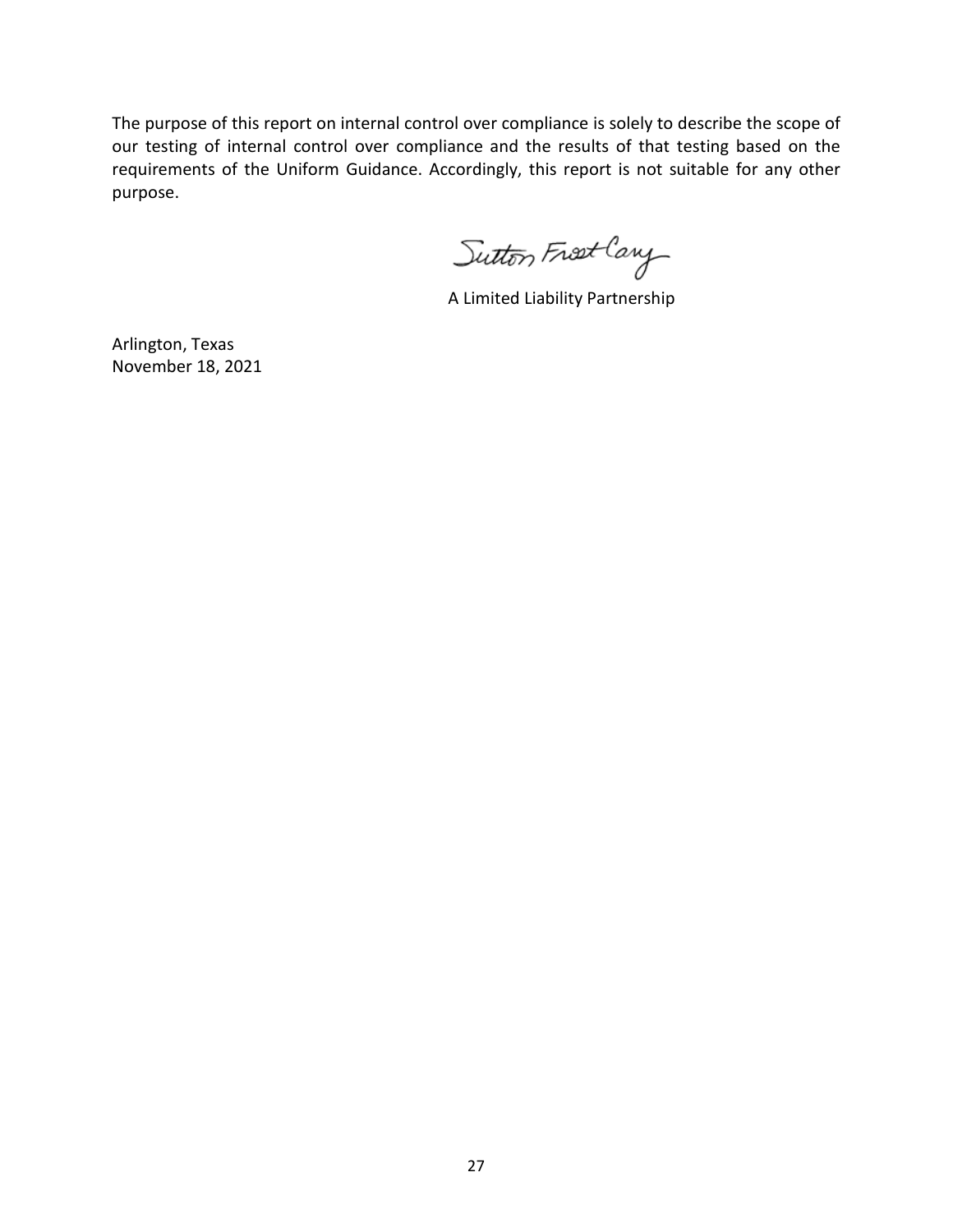The purpose of this report on internal control over compliance is solely to describe the scope of our testing of internal control over compliance and the results of that testing based on the requirements of the Uniform Guidance. Accordingly, this report is not suitable for any other purpose.

Sutton Frost Cary

A Limited Liability Partnership

Arlington, Texas
November 18, 2021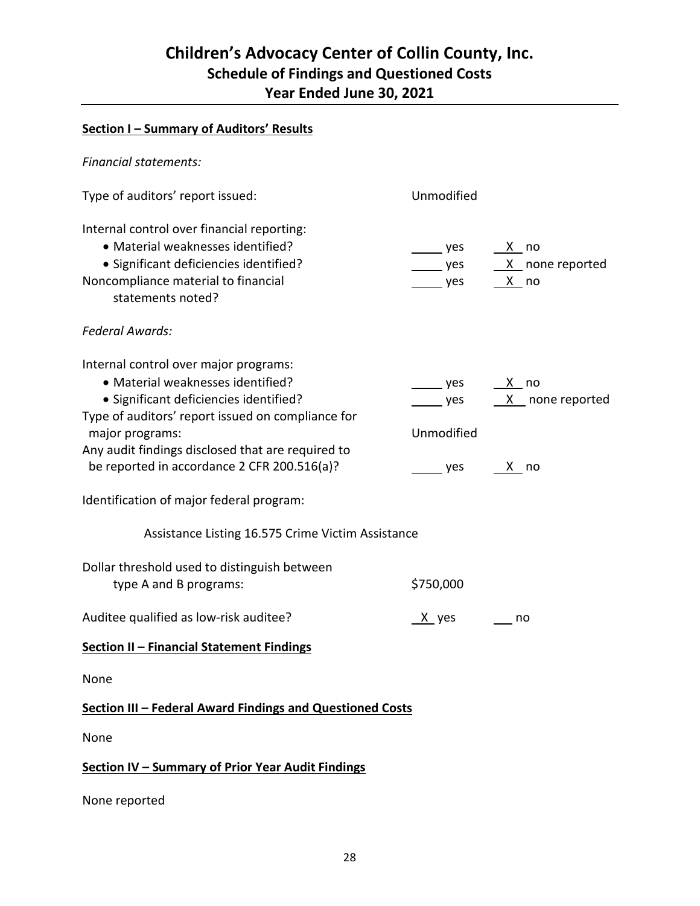# Children's Advocacy Center of Collin County, Inc.
## Schedule of Findings and Questioned Costs
## Year Ended June 30, 2021

**Section I – Summary of Auditors' Results**

*Financial statements:*

| | | |
|---|---|---|
| Type of auditors' report issued: | Unmodified | |
| Internal control over financial reporting: | | |
| • Material weaknesses identified? | ____ yes | X no |
| • Significant deficiencies identified? | ____ yes | X none reported |
| Noncompliance material to financial statements noted? | ____ yes | X no |

*Federal Awards:*

| | | |
|---|---|---|
| Internal control over major programs: | | |
| • Material weaknesses identified? | ____ yes | X no |
| • Significant deficiencies identified? | ____ yes | X none reported |
| Type of auditors' report issued on compliance for major programs: | Unmodified | |
| Any audit findings disclosed that are required to be reported in accordance 2 CFR 200.516(a)? | ____ yes | X no |

Identification of major federal program:

Assistance Listing 16.575 Crime Victim Assistance

| | | |
|---|---|---|
| Dollar threshold used to distinguish between type A and B programs: | \$750,000 | |
| Auditee qualified as low-risk auditee? | X yes | ___ no |

**Section II – Financial Statement Findings**

None

**Section III – Federal Award Findings and Questioned Costs**

None

**Section IV – Summary of Prior Year Audit Findings**

None reported